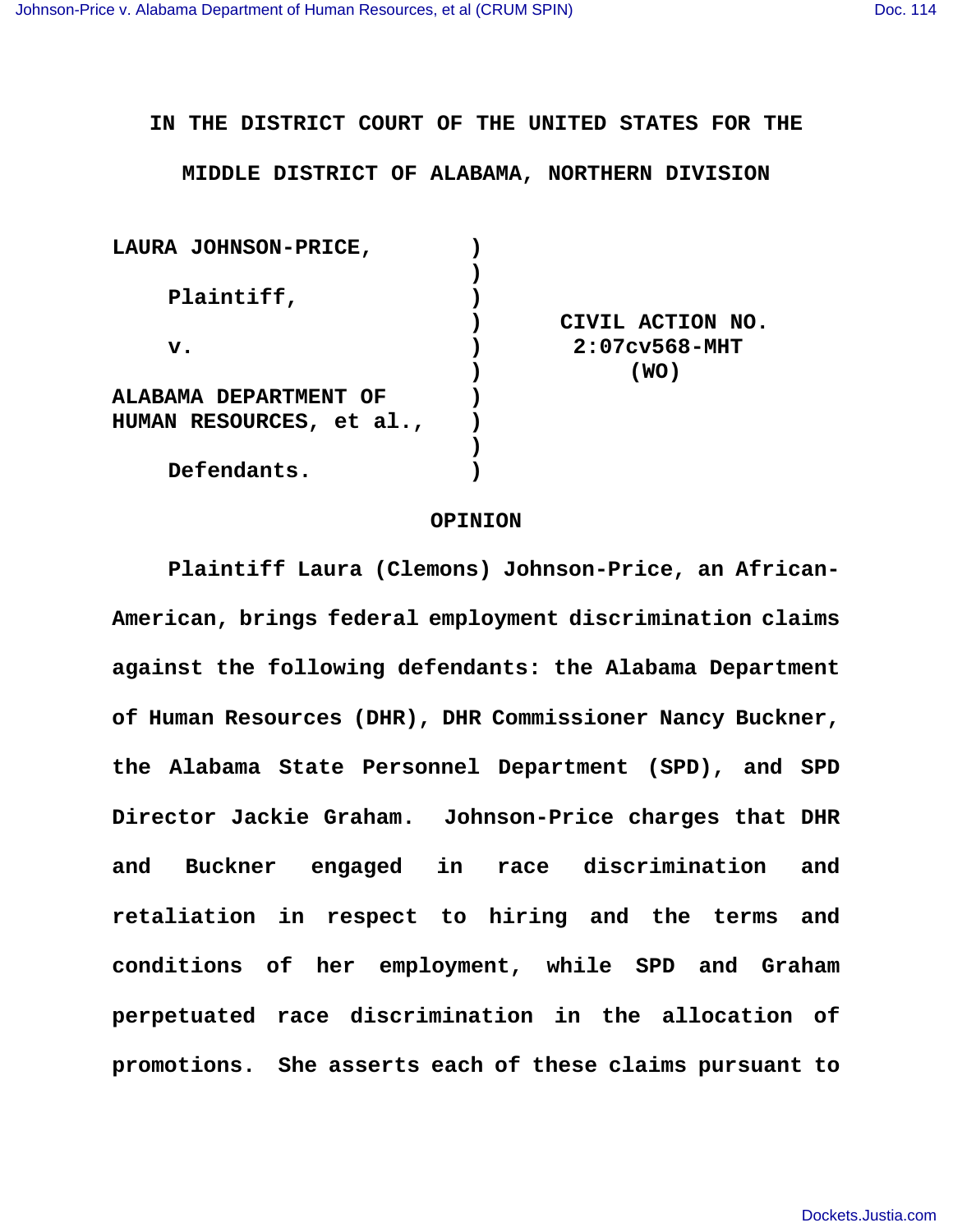IN THE DISTRICT COURT OF THE UNITED STATES FOR THE

MIDDLE DISTRICT OF ALABAMA, NORTHERN DIVISION

| | | |
|---|---|---|
| LAURA JOHNSON-PRICE, | ) | |
| | ) | |
| Plaintiff, | ) | |
| | ) | CIVIL ACTION NO. |
| v. | ) | 2:07cv568-MHT |
| | ) | (WO) |
| ALABAMA DEPARTMENT OF | ) | |
| HUMAN RESOURCES, et al., | ) | |
| | ) | |
| Defendants. | ) | |

# OPINION

Plaintiff Laura (Clemons) Johnson-Price, an African-American, brings federal employment discrimination claims against the following defendants: the Alabama Department of Human Resources (DHR), DHR Commissioner Nancy Buckner, the Alabama State Personnel Department (SPD), and SPD Director Jackie Graham. Johnson-Price charges that DHR and Buckner engaged in race discrimination and retaliation in respect to hiring and the terms and conditions of her employment, while SPD and Graham perpetuated race discrimination in the allocation of promotions. She asserts each of these claims pursuant to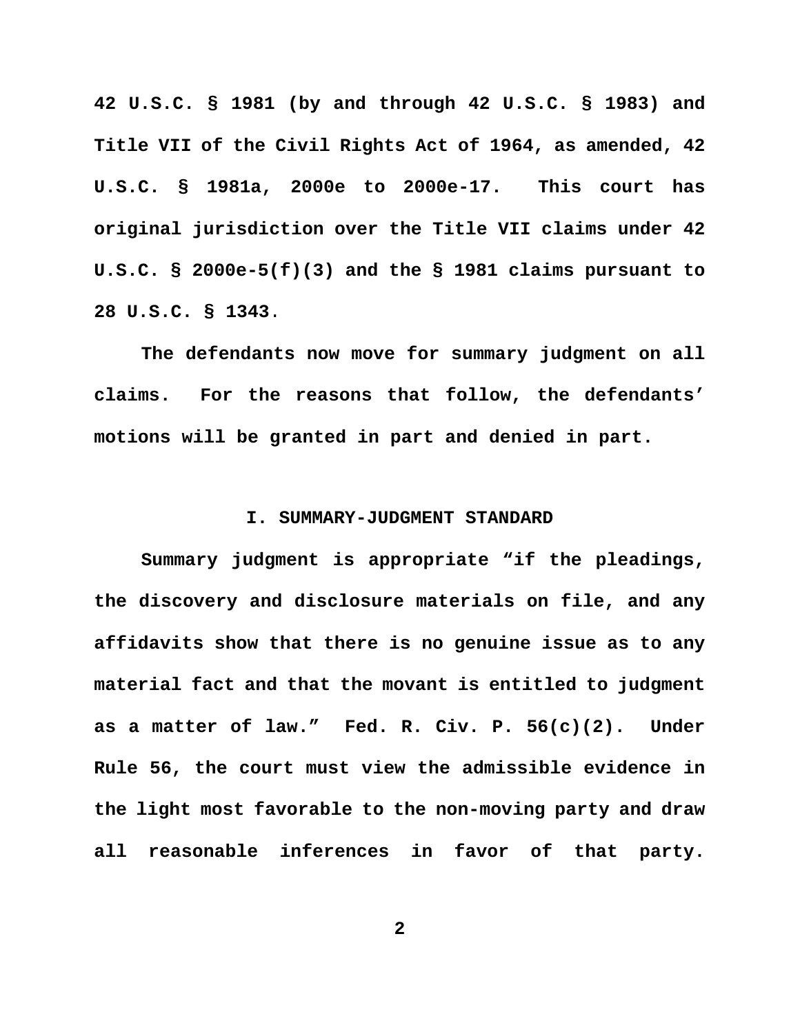42 U.S.C. § 1981 (by and through 42 U.S.C. § 1983) and Title VII of the Civil Rights Act of 1964, as amended, 42 U.S.C. § 1981a, 2000e to 2000e-17. This court has original jurisdiction over the Title VII claims under 42 U.S.C. § 2000e-5(f)(3) and the § 1981 claims pursuant to 28 U.S.C. § 1343.

The defendants now move for summary judgment on all claims. For the reasons that follow, the defendants' motions will be granted in part and denied in part.

## I. SUMMARY-JUDGMENT STANDARD

Summary judgment is appropriate "if the pleadings, the discovery and disclosure materials on file, and any affidavits show that there is no genuine issue as to any material fact and that the movant is entitled to judgment as a matter of law." Fed. R. Civ. P. 56(c)(2). Under Rule 56, the court must view the admissible evidence in the light most favorable to the non-moving party and draw all reasonable inferences in favor of that party.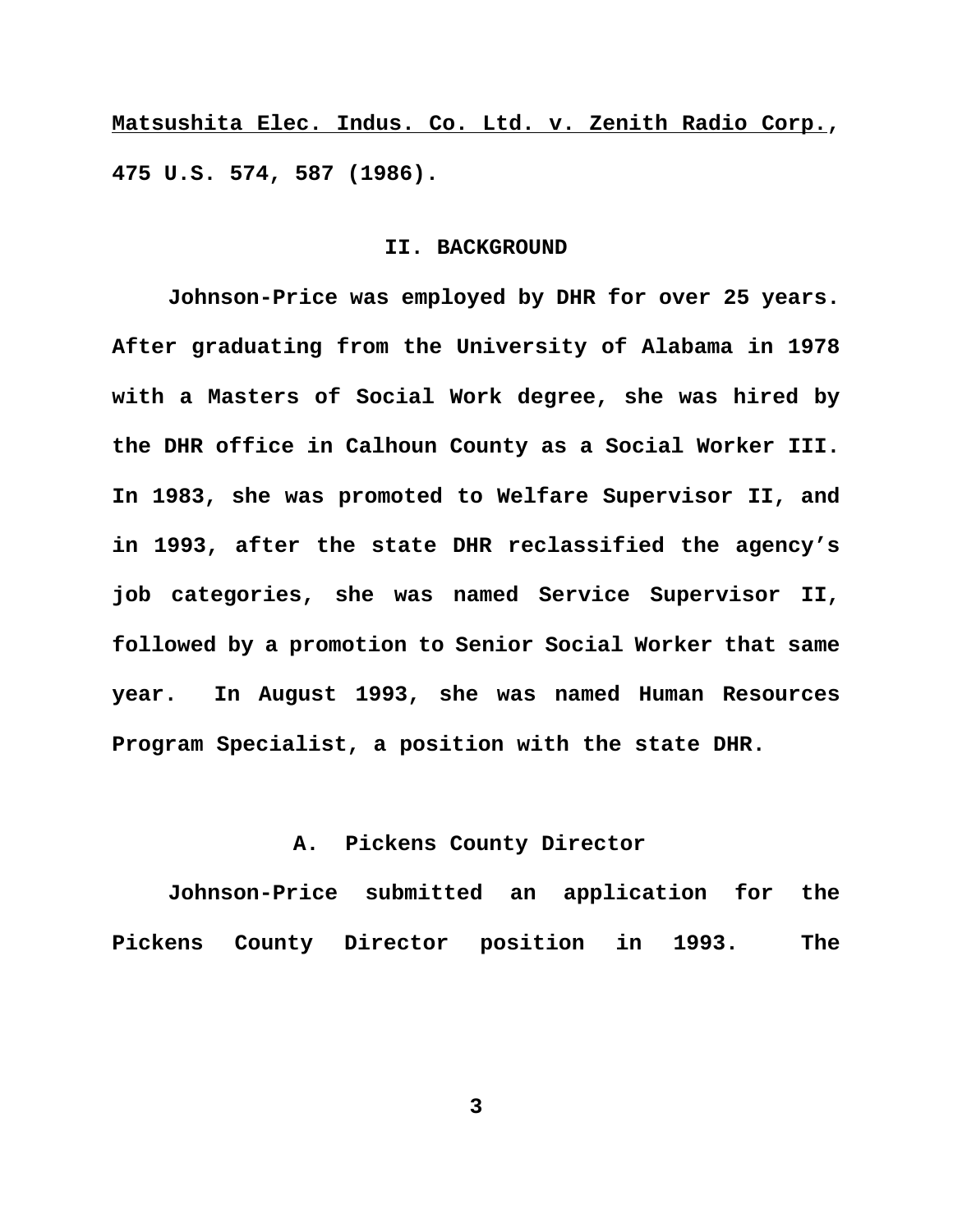Matsushita Elec. Indus. Co. Ltd. v. Zenith Radio Corp., 475 U.S. 574, 587 (1986).

## II. BACKGROUND

Johnson-Price was employed by DHR for over 25 years. After graduating from the University of Alabama in 1978 with a Masters of Social Work degree, she was hired by the DHR office in Calhoun County as a Social Worker III. In 1983, she was promoted to Welfare Supervisor II, and in 1993, after the state DHR reclassified the agency's job categories, she was named Service Supervisor II, followed by a promotion to Senior Social Worker that same year. In August 1993, she was named Human Resources Program Specialist, a position with the state DHR.

### A. Pickens County Director

Johnson-Price submitted an application for the Pickens County Director position in 1993. The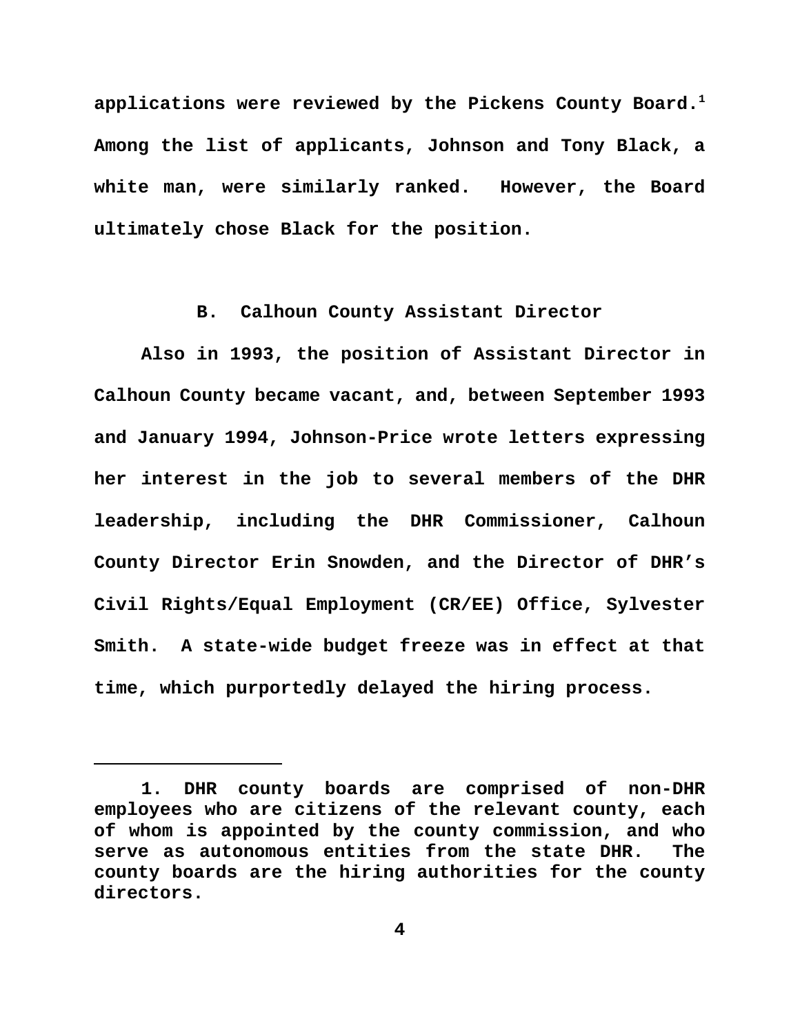applications were reviewed by the Pickens County Board.[1] Among the list of applicants, Johnson and Tony Black, a white man, were similarly ranked. However, the Board ultimately chose Black for the position.

### B. Calhoun County Assistant Director

Also in 1993, the position of Assistant Director in Calhoun County became vacant, and, between September 1993 and January 1994, Johnson-Price wrote letters expressing her interest in the job to several members of the DHR leadership, including the DHR Commissioner, Calhoun County Director Erin Snowden, and the Director of DHR's Civil Rights/Equal Employment (CR/EE) Office, Sylvester Smith. A state-wide budget freeze was in effect at that time, which purportedly delayed the hiring process.

---

1. DHR county boards are comprised of non-DHR employees who are citizens of the relevant county, each of whom is appointed by the county commission, and who serve as autonomous entities from the state DHR. The county boards are the hiring authorities for the county directors.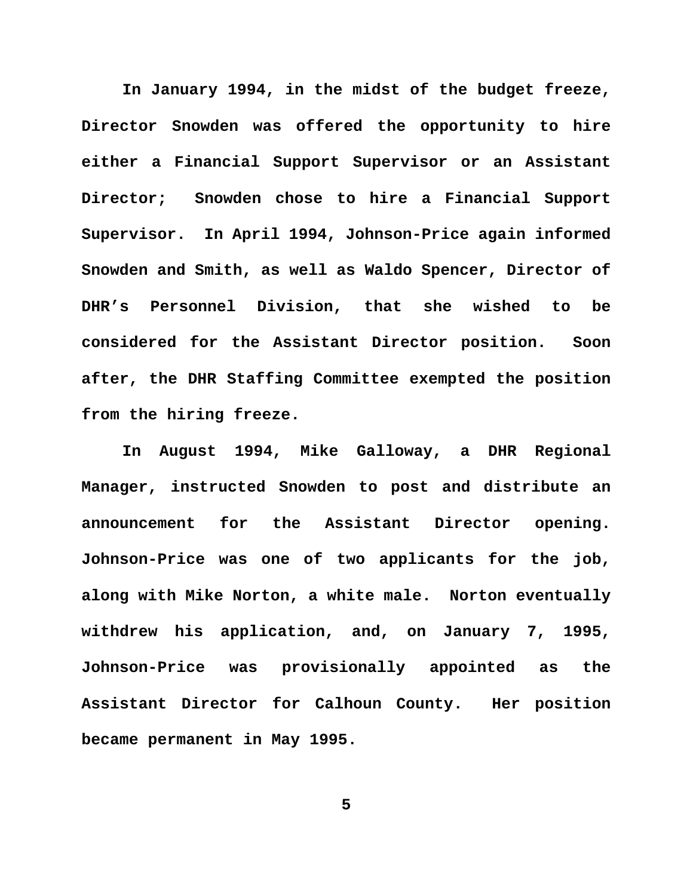In January 1994, in the midst of the budget freeze, Director Snowden was offered the opportunity to hire either a Financial Support Supervisor or an Assistant Director; Snowden chose to hire a Financial Support Supervisor. In April 1994, Johnson-Price again informed Snowden and Smith, as well as Waldo Spencer, Director of DHR's Personnel Division, that she wished to be considered for the Assistant Director position. Soon after, the DHR Staffing Committee exempted the position from the hiring freeze.

In August 1994, Mike Galloway, a DHR Regional Manager, instructed Snowden to post and distribute an announcement for the Assistant Director opening. Johnson-Price was one of two applicants for the job, along with Mike Norton, a white male. Norton eventually withdrew his application, and, on January 7, 1995, Johnson-Price was provisionally appointed as the Assistant Director for Calhoun County. Her position became permanent in May 1995.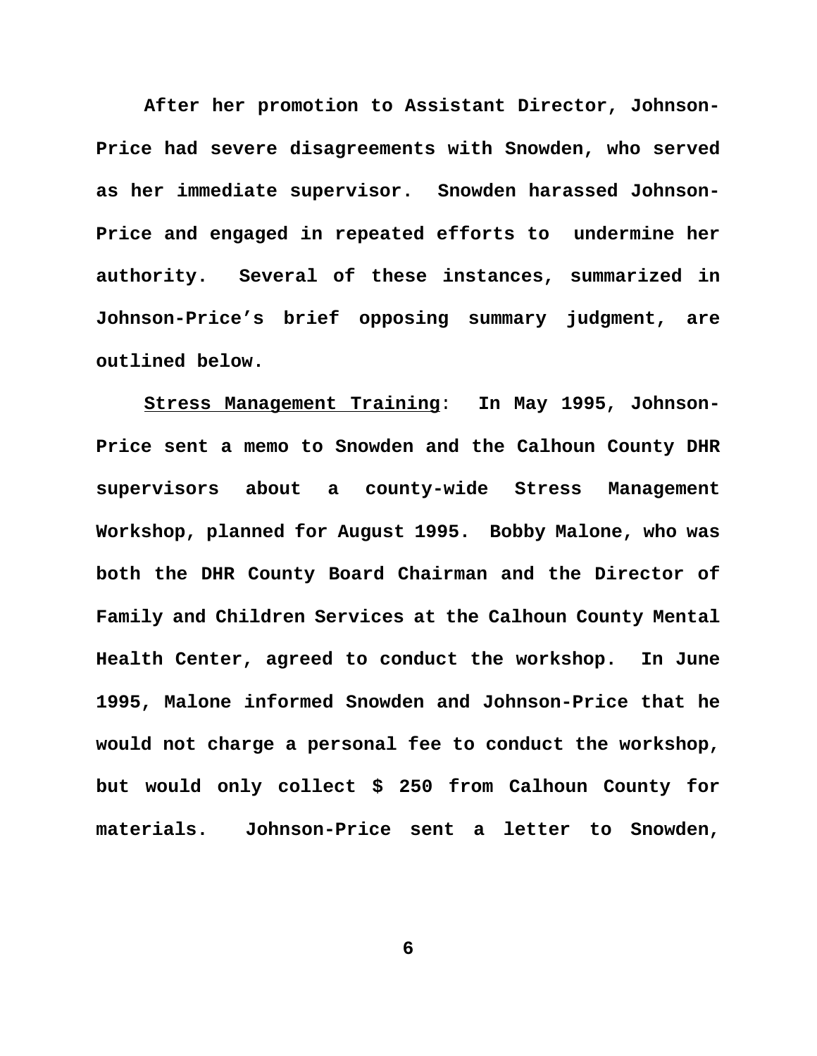After her promotion to Assistant Director, Johnson-Price had severe disagreements with Snowden, who served as her immediate supervisor. Snowden harassed Johnson-Price and engaged in repeated efforts to undermine her authority. Several of these instances, summarized in Johnson-Price's brief opposing summary judgment, are outlined below.

Stress Management Training: In May 1995, Johnson-Price sent a memo to Snowden and the Calhoun County DHR supervisors about a county-wide Stress Management Workshop, planned for August 1995. Bobby Malone, who was both the DHR County Board Chairman and the Director of Family and Children Services at the Calhoun County Mental Health Center, agreed to conduct the workshop. In June 1995, Malone informed Snowden and Johnson-Price that he would not charge a personal fee to conduct the workshop, but would only collect $ 250 from Calhoun County for materials. Johnson-Price sent a letter to Snowden,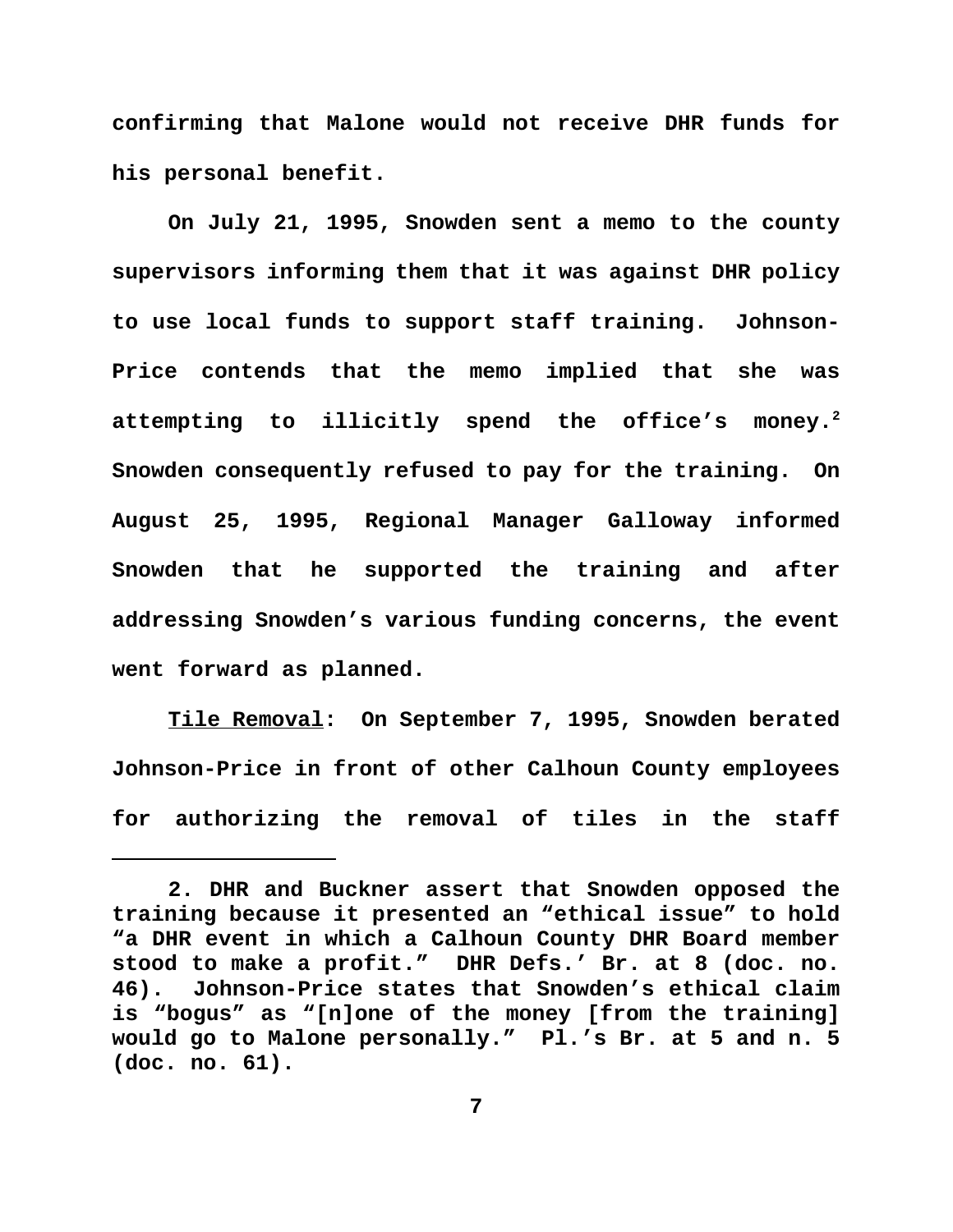confirming that Malone would not receive DHR funds for his personal benefit.

On July 21, 1995, Snowden sent a memo to the county supervisors informing them that it was against DHR policy to use local funds to support staff training. Johnson-Price contends that the memo implied that she was attempting to illicitly spend the office's money.[2] Snowden consequently refused to pay for the training. On August 25, 1995, Regional Manager Galloway informed Snowden that he supported the training and after addressing Snowden's various funding concerns, the event went forward as planned.

Tile Removal: On September 7, 1995, Snowden berated Johnson-Price in front of other Calhoun County employees for authorizing the removal of tiles in the staff

---

2. DHR and Buckner assert that Snowden opposed the training because it presented an "ethical issue" to hold "a DHR event in which a Calhoun County DHR Board member stood to make a profit." DHR Defs.' Br. at 8 (doc. no. 46). Johnson-Price states that Snowden's ethical claim is "bogus" as "[n]one of the money [from the training] would go to Malone personally." Pl.'s Br. at 5 and n. 5 (doc. no. 61).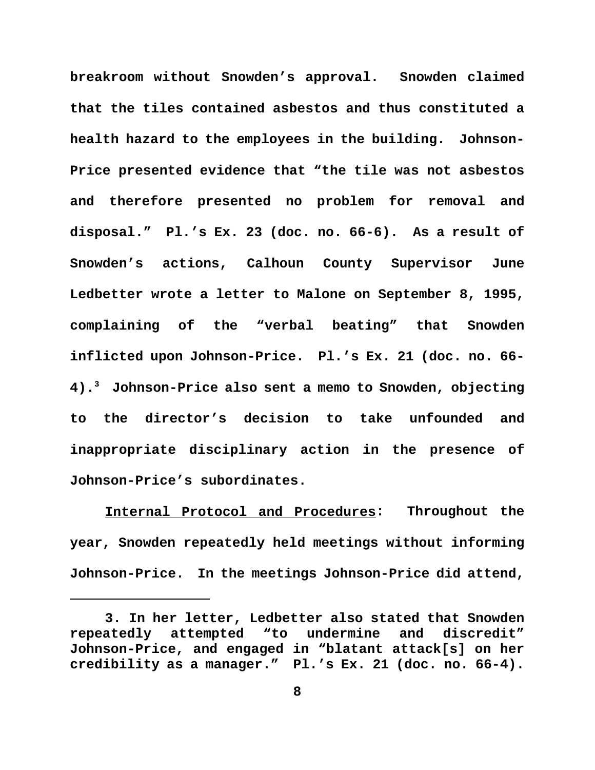breakroom without Snowden's approval. Snowden claimed that the tiles contained asbestos and thus constituted a health hazard to the employees in the building. Johnson-Price presented evidence that "the tile was not asbestos and therefore presented no problem for removal and disposal." Pl.'s Ex. 23 (doc. no. 66-6). As a result of Snowden's actions, Calhoun County Supervisor June Ledbetter wrote a letter to Malone on September 8, 1995, complaining of the "verbal beating" that Snowden inflicted upon Johnson-Price. Pl.'s Ex. 21 (doc. no. 66-4).[3] Johnson-Price also sent a memo to Snowden, objecting to the director's decision to take unfounded and inappropriate disciplinary action in the presence of Johnson-Price's subordinates.

<u>Internal Protocol and Procedures</u>: Throughout the year, Snowden repeatedly held meetings without informing Johnson-Price. In the meetings Johnson-Price did attend,

---

3. In her letter, Ledbetter also stated that Snowden repeatedly attempted "to undermine and discredit" Johnson-Price, and engaged in "blatant attack[s] on her credibility as a manager." Pl.'s Ex. 21 (doc. no. 66-4).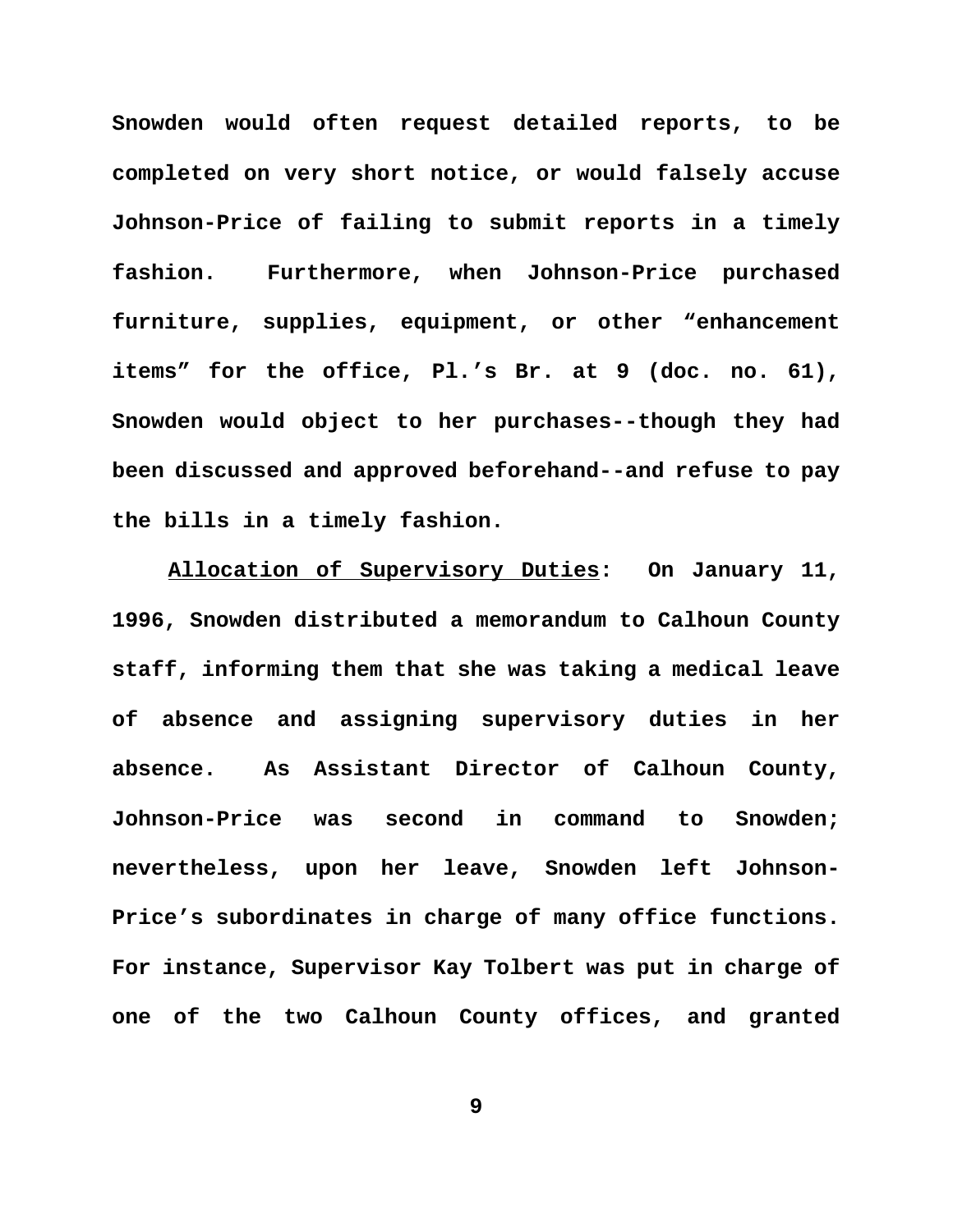Snowden would often request detailed reports, to be completed on very short notice, or would falsely accuse Johnson-Price of failing to submit reports in a timely fashion. Furthermore, when Johnson-Price purchased furniture, supplies, equipment, or other "enhancement items" for the office, Pl.'s Br. at 9 (doc. no. 61), Snowden would object to her purchases--though they had been discussed and approved beforehand--and refuse to pay the bills in a timely fashion.

<u>Allocation of Supervisory Duties</u>: On January 11, 1996, Snowden distributed a memorandum to Calhoun County staff, informing them that she was taking a medical leave of absence and assigning supervisory duties in her absence. As Assistant Director of Calhoun County, Johnson-Price was second in command to Snowden; nevertheless, upon her leave, Snowden left Johnson-Price's subordinates in charge of many office functions. For instance, Supervisor Kay Tolbert was put in charge of one of the two Calhoun County offices, and granted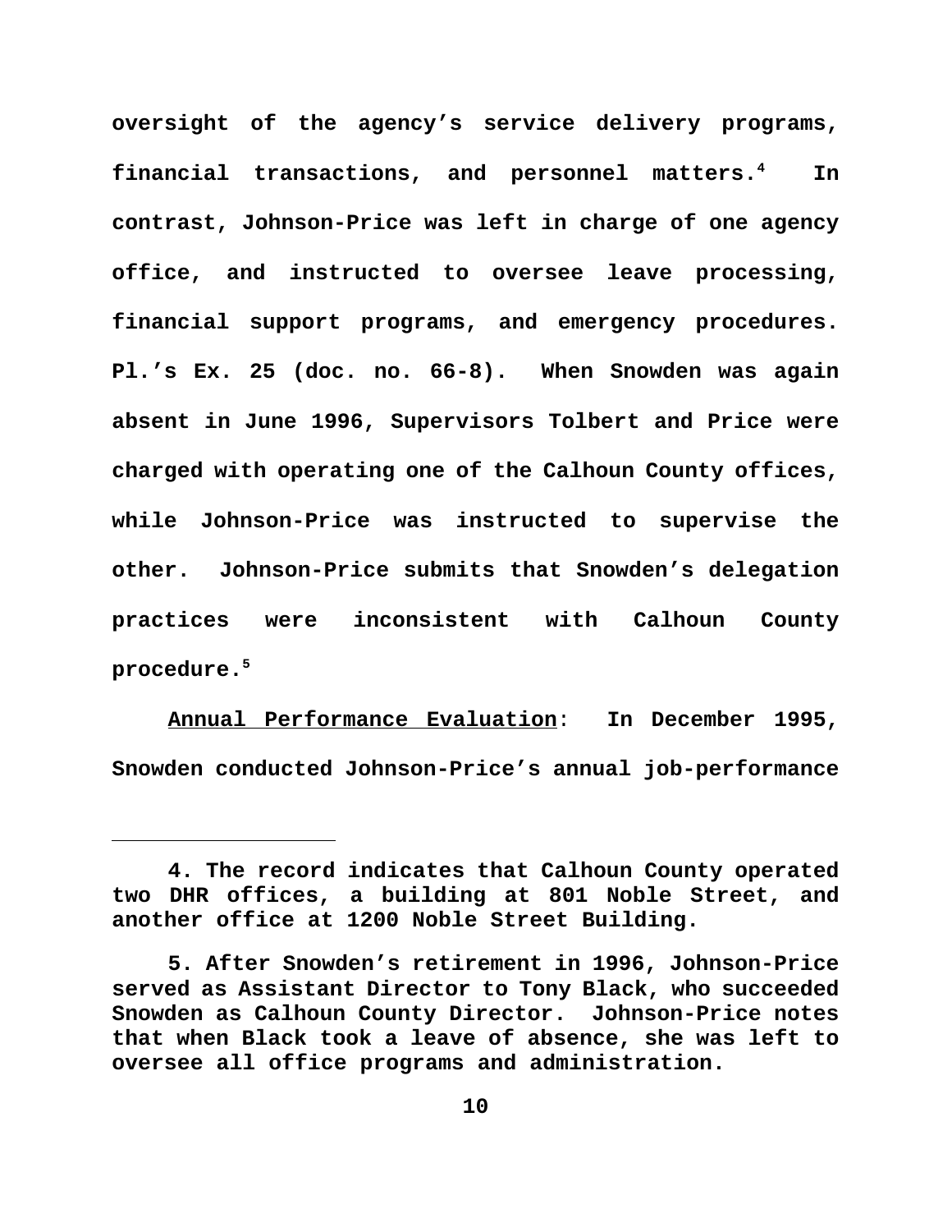oversight of the agency's service delivery programs, financial transactions, and personnel matters.[4] In contrast, Johnson-Price was left in charge of one agency office, and instructed to oversee leave processing, financial support programs, and emergency procedures. Pl.'s Ex. 25 (doc. no. 66-8). When Snowden was again absent in June 1996, Supervisors Tolbert and Price were charged with operating one of the Calhoun County offices, while Johnson-Price was instructed to supervise the other. Johnson-Price submits that Snowden's delegation practices were inconsistent with Calhoun County procedure.[5]

<u>Annual Performance Evaluation</u>: In December 1995, Snowden conducted Johnson-Price's annual job-performance

---

4. The record indicates that Calhoun County operated two DHR offices, a building at 801 Noble Street, and another office at 1200 Noble Street Building.

5. After Snowden's retirement in 1996, Johnson-Price served as Assistant Director to Tony Black, who succeeded Snowden as Calhoun County Director. Johnson-Price notes that when Black took a leave of absence, she was left to oversee all office programs and administration.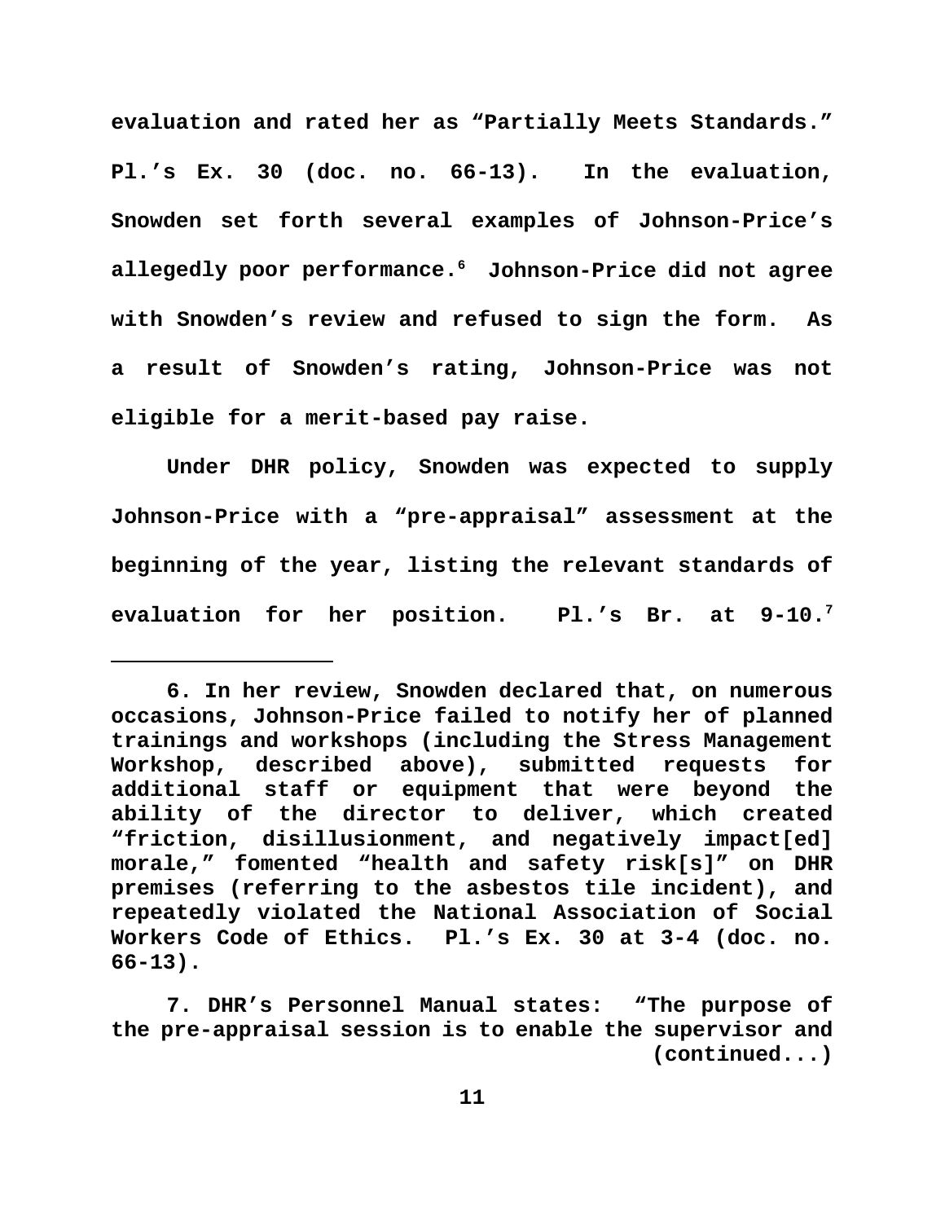evaluation and rated her as "Partially Meets Standards." Pl.'s Ex. 30 (doc. no. 66-13). In the evaluation, Snowden set forth several examples of Johnson-Price's allegedly poor performance.[6] Johnson-Price did not agree with Snowden's review and refused to sign the form. As a result of Snowden's rating, Johnson-Price was not eligible for a merit-based pay raise.

Under DHR policy, Snowden was expected to supply Johnson-Price with a "pre-appraisal" assessment at the beginning of the year, listing the relevant standards of evaluation for her position. Pl.'s Br. at 9-10.[7]

---

6. In her review, Snowden declared that, on numerous occasions, Johnson-Price failed to notify her of planned trainings and workshops (including the Stress Management Workshop, described above), submitted requests for additional staff or equipment that were beyond the ability of the director to deliver, which created "friction, disillusionment, and negatively impact[ed] morale," fomented "health and safety risk[s]" on DHR premises (referring to the asbestos tile incident), and repeatedly violated the National Association of Social Workers Code of Ethics. Pl.'s Ex. 30 at 3-4 (doc. no. 66-13).

7. DHR's Personnel Manual states: "The purpose of the pre-appraisal session is to enable the supervisor and (continued...)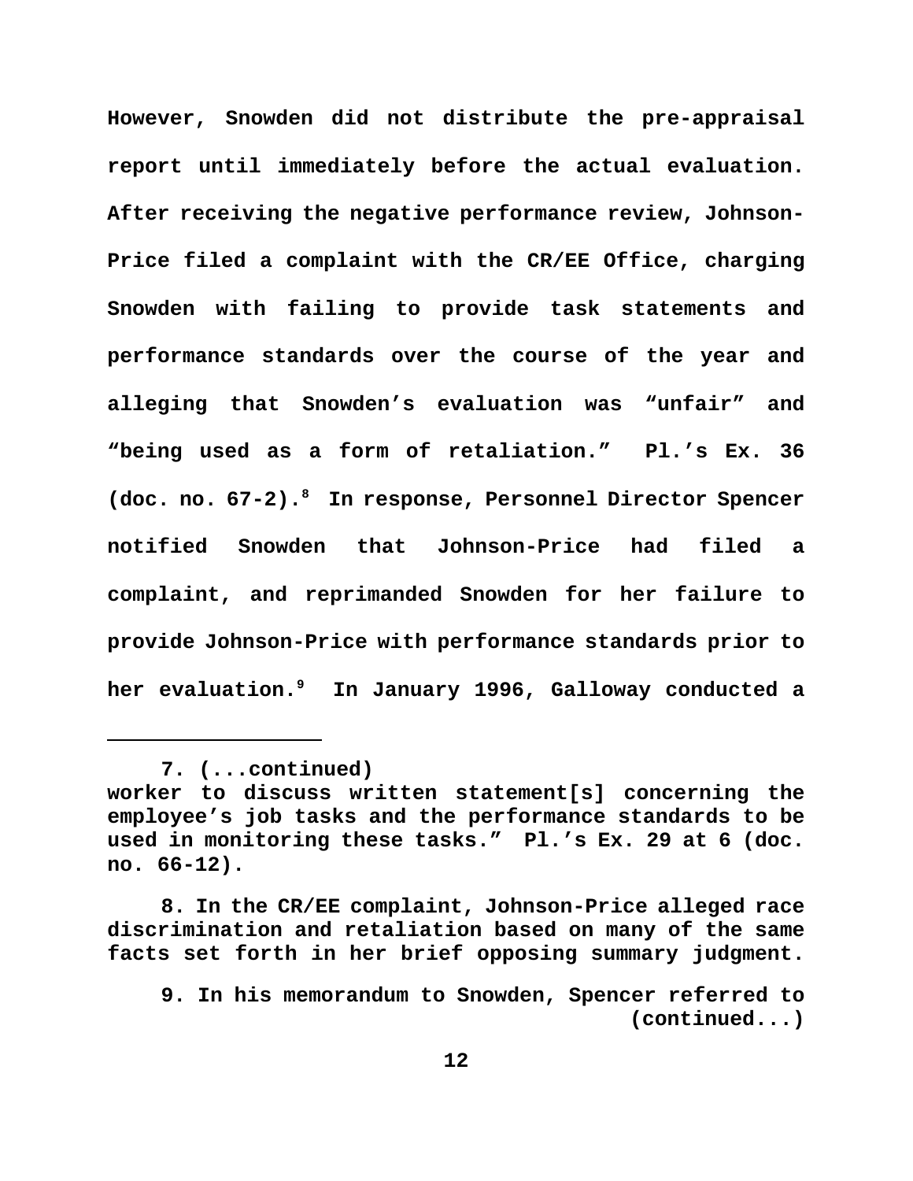However, Snowden did not distribute the pre-appraisal report until immediately before the actual evaluation. After receiving the negative performance review, Johnson-Price filed a complaint with the CR/EE Office, charging Snowden with failing to provide task statements and performance standards over the course of the year and alleging that Snowden's evaluation was "unfair" and "being used as a form of retaliation." Pl.'s Ex. 36 (doc. no. 67-2).[8] In response, Personnel Director Spencer notified Snowden that Johnson-Price had filed a complaint, and reprimanded Snowden for her failure to provide Johnson-Price with performance standards prior to her evaluation.[9] In January 1996, Galloway conducted a

---

7. (...continued) worker to discuss written statement[s] concerning the employee's job tasks and the performance standards to be used in monitoring these tasks." Pl.'s Ex. 29 at 6 (doc. no. 66-12).

8. In the CR/EE complaint, Johnson-Price alleged race discrimination and retaliation based on many of the same facts set forth in her brief opposing summary judgment.

9. In his memorandum to Snowden, Spencer referred to (continued...)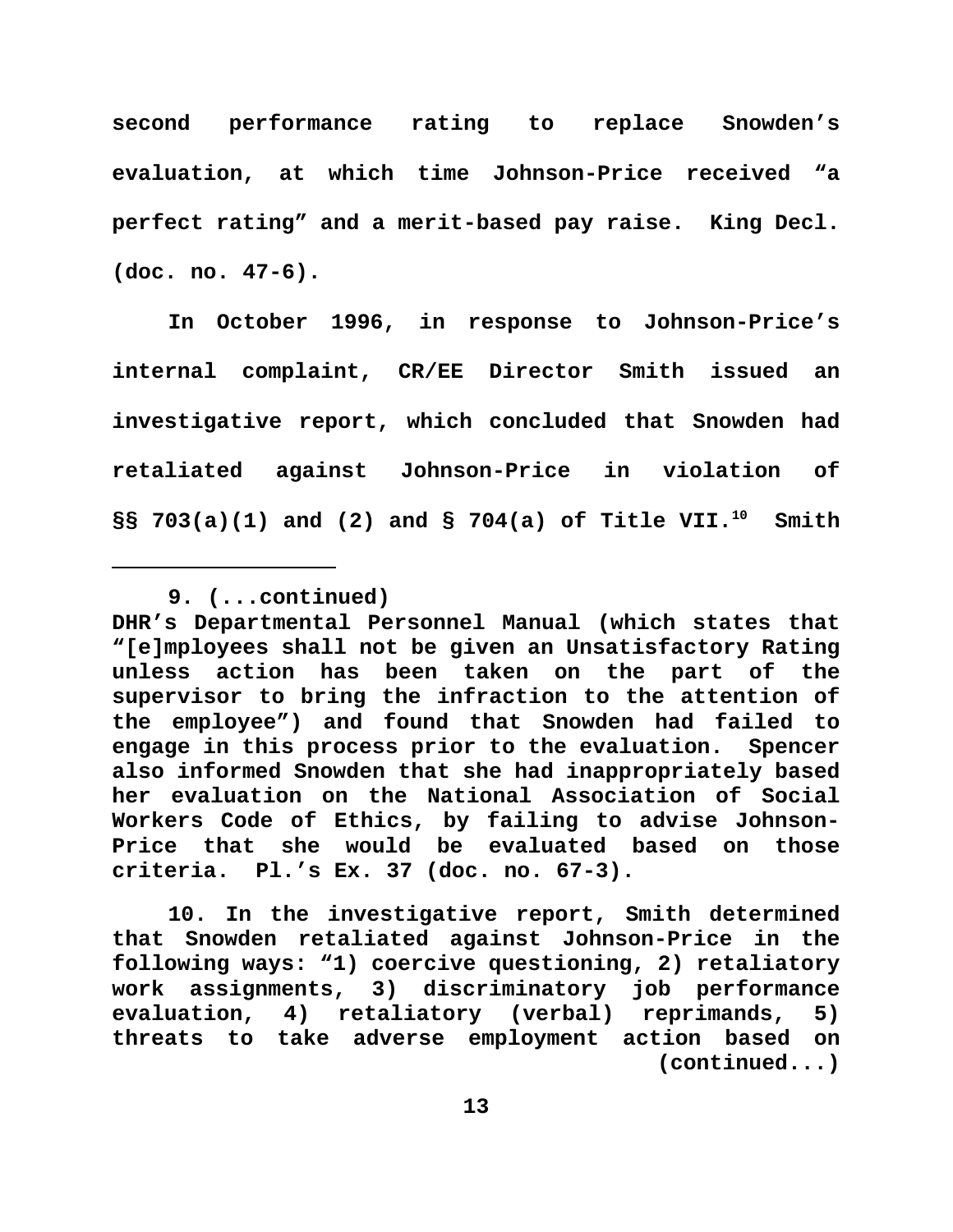second performance rating to replace Snowden's evaluation, at which time Johnson-Price received "a perfect rating" and a merit-based pay raise. King Decl. (doc. no. 47-6).

In October 1996, in response to Johnson-Price's internal complaint, CR/EE Director Smith issued an investigative report, which concluded that Snowden had retaliated against Johnson-Price in violation of §§ 703(a)(1) and (2) and § 704(a) of Title VII.[10] Smith

---

9. (...continued)
DHR's Departmental Personnel Manual (which states that "[e]mployees shall not be given an Unsatisfactory Rating unless action has been taken on the part of the supervisor to bring the infraction to the attention of the employee") and found that Snowden had failed to engage in this process prior to the evaluation. Spencer also informed Snowden that she had inappropriately based her evaluation on the National Association of Social Workers Code of Ethics, by failing to advise Johnson-Price that she would be evaluated based on those criteria. Pl.'s Ex. 37 (doc. no. 67-3).

10. In the investigative report, Smith determined that Snowden retaliated against Johnson-Price in the following ways: "1) coercive questioning, 2) retaliatory work assignments, 3) discriminatory job performance evaluation, 4) retaliatory (verbal) reprimands, 5) threats to take adverse employment action based on (continued...)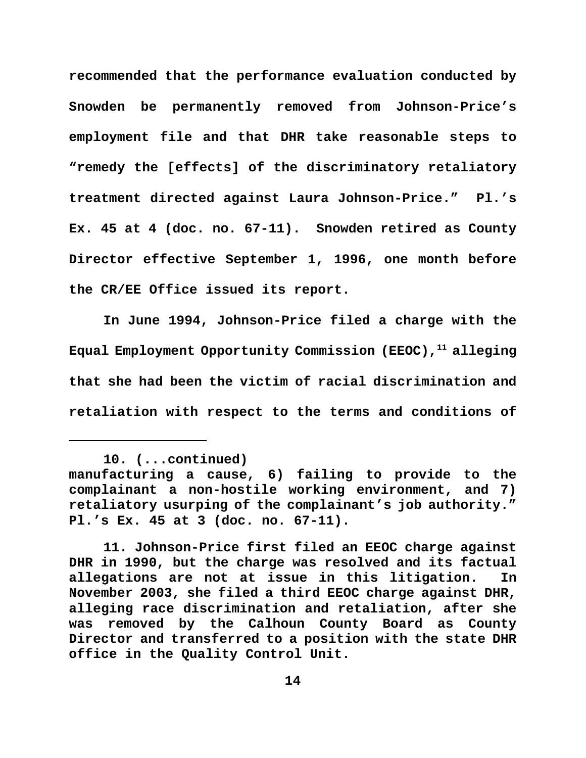recommended that the performance evaluation conducted by Snowden be permanently removed from Johnson-Price's employment file and that DHR take reasonable steps to "remedy the [effects] of the discriminatory retaliatory treatment directed against Laura Johnson-Price." Pl.'s Ex. 45 at 4 (doc. no. 67-11). Snowden retired as County Director effective September 1, 1996, one month before the CR/EE Office issued its report.

In June 1994, Johnson-Price filed a charge with the Equal Employment Opportunity Commission (EEOC),[11] alleging that she had been the victim of racial discrimination and retaliation with respect to the terms and conditions of

---

10. (...continued) manufacturing a cause, 6) failing to provide to the complainant a non-hostile working environment, and 7) retaliatory usurping of the complainant's job authority." Pl.'s Ex. 45 at 3 (doc. no. 67-11).

11. Johnson-Price first filed an EEOC charge against DHR in 1990, but the charge was resolved and its factual allegations are not at issue in this litigation. In November 2003, she filed a third EEOC charge against DHR, alleging race discrimination and retaliation, after she was removed by the Calhoun County Board as County Director and transferred to a position with the state DHR office in the Quality Control Unit.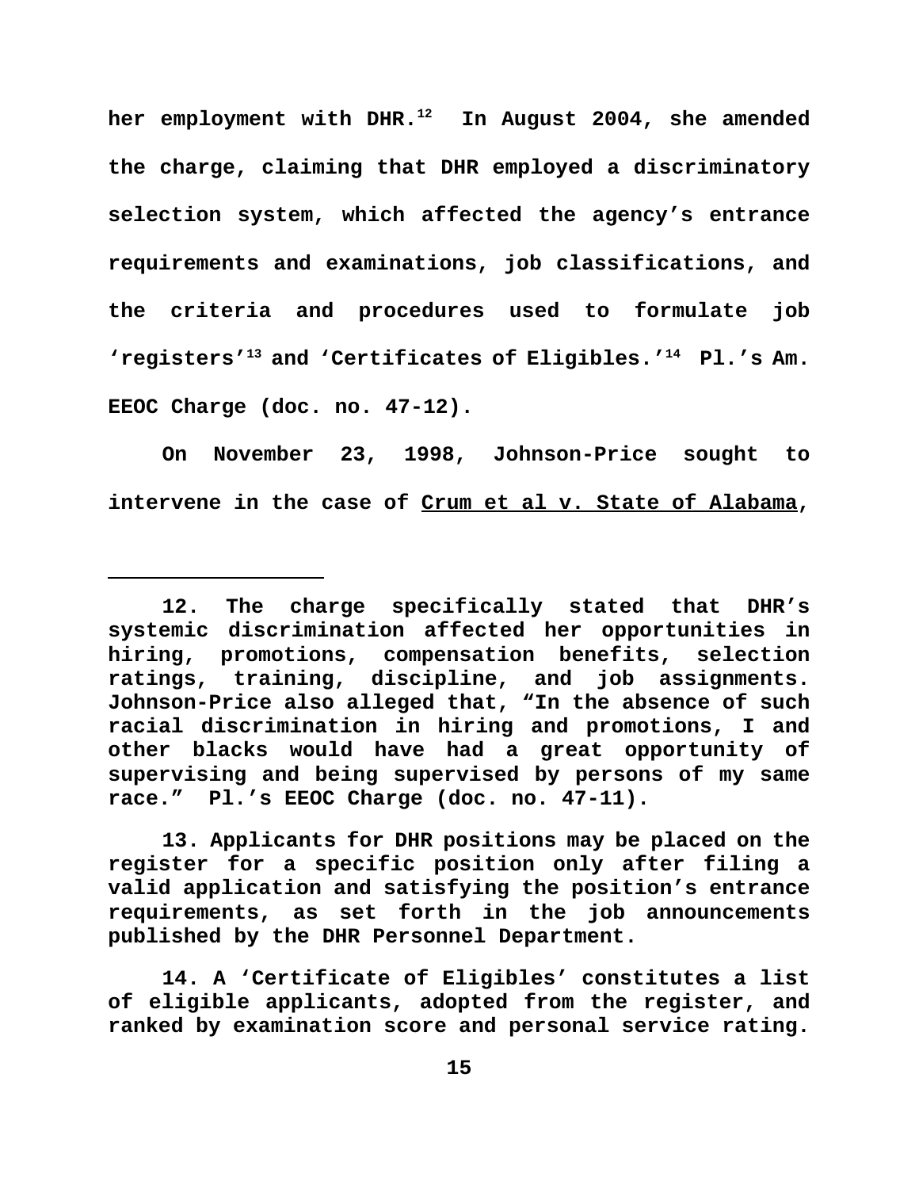her employment with DHR.[12] In August 2004, she amended the charge, claiming that DHR employed a discriminatory selection system, which affected the agency's entrance requirements and examinations, job classifications, and the criteria and procedures used to formulate job 'registers'[13] and 'Certificates of Eligibles.'[14] Pl.'s Am. EEOC Charge (doc. no. 47-12).

On November 23, 1998, Johnson-Price sought to intervene in the case of Crum et al v. State of Alabama,

---

12. The charge specifically stated that DHR's systemic discrimination affected her opportunities in hiring, promotions, compensation benefits, selection ratings, training, discipline, and job assignments. Johnson-Price also alleged that, "In the absence of such racial discrimination in hiring and promotions, I and other blacks would have had a great opportunity of supervising and being supervised by persons of my same race." Pl.'s EEOC Charge (doc. no. 47-11).

13. Applicants for DHR positions may be placed on the register for a specific position only after filing a valid application and satisfying the position's entrance requirements, as set forth in the job announcements published by the DHR Personnel Department.

14. A 'Certificate of Eligibles' constitutes a list of eligible applicants, adopted from the register, and ranked by examination score and personal service rating.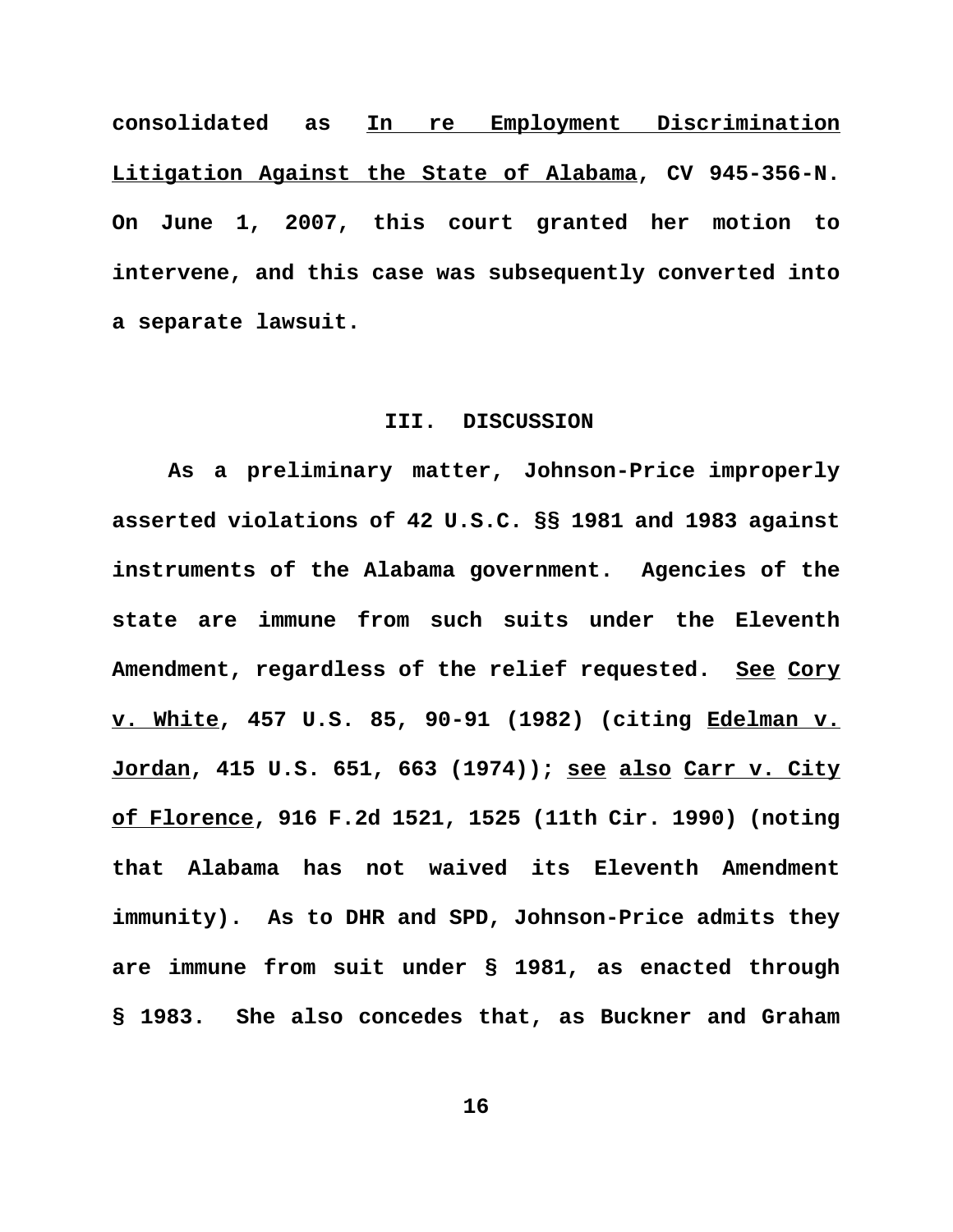consolidated as In re Employment Discrimination Litigation Against the State of Alabama, CV 945-356-N. On June 1, 2007, this court granted her motion to intervene, and this case was subsequently converted into a separate lawsuit.

## III. DISCUSSION

As a preliminary matter, Johnson-Price improperly asserted violations of 42 U.S.C. §§ 1981 and 1983 against instruments of the Alabama government. Agencies of the state are immune from such suits under the Eleventh Amendment, regardless of the relief requested. See Cory v. White, 457 U.S. 85, 90-91 (1982) (citing Edelman v. Jordan, 415 U.S. 651, 663 (1974)); see also Carr v. City of Florence, 916 F.2d 1521, 1525 (11th Cir. 1990) (noting that Alabama has not waived its Eleventh Amendment immunity). As to DHR and SPD, Johnson-Price admits they are immune from suit under § 1981, as enacted through § 1983. She also concedes that, as Buckner and Graham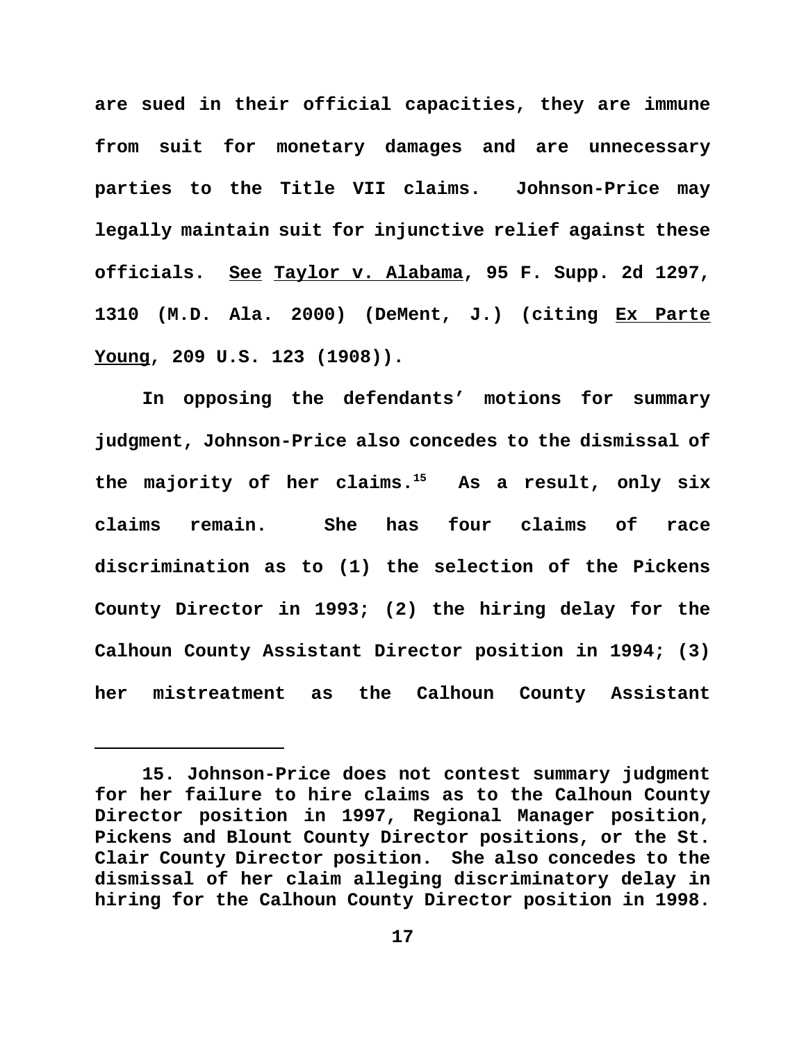are sued in their official capacities, they are immune from suit for monetary damages and are unnecessary parties to the Title VII claims. Johnson-Price may legally maintain suit for injunctive relief against these officials. See Taylor v. Alabama, 95 F. Supp. 2d 1297, 1310 (M.D. Ala. 2000) (DeMent, J.) (citing Ex Parte Young, 209 U.S. 123 (1908)).

In opposing the defendants' motions for summary judgment, Johnson-Price also concedes to the dismissal of the majority of her claims.[15] As a result, only six claims remain. She has four claims of race discrimination as to (1) the selection of the Pickens County Director in 1993; (2) the hiring delay for the Calhoun County Assistant Director position in 1994; (3) her mistreatment as the Calhoun County Assistant

---

15. Johnson-Price does not contest summary judgment for her failure to hire claims as to the Calhoun County Director position in 1997, Regional Manager position, Pickens and Blount County Director positions, or the St. Clair County Director position. She also concedes to the dismissal of her claim alleging discriminatory delay in hiring for the Calhoun County Director position in 1998.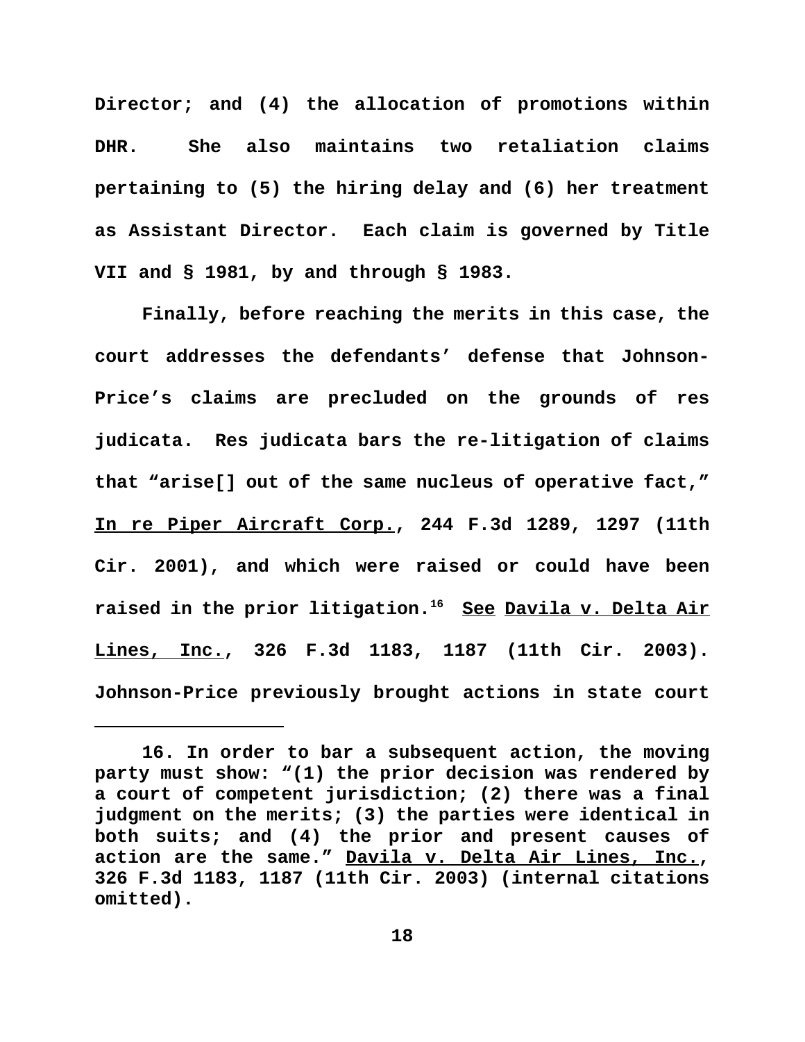Director; and (4) the allocation of promotions within DHR. She also maintains two retaliation claims pertaining to (5) the hiring delay and (6) her treatment as Assistant Director. Each claim is governed by Title VII and § 1981, by and through § 1983.

Finally, before reaching the merits in this case, the court addresses the defendants' defense that Johnson-Price's claims are precluded on the grounds of res judicata. Res judicata bars the re-litigation of claims that "arise[] out of the same nucleus of operative fact," In re Piper Aircraft Corp., 244 F.3d 1289, 1297 (11th Cir. 2001), and which were raised or could have been raised in the prior litigation.[16] See Davila v. Delta Air Lines, Inc., 326 F.3d 1183, 1187 (11th Cir. 2003). Johnson-Price previously brought actions in state court

---

16. In order to bar a subsequent action, the moving party must show: "(1) the prior decision was rendered by a court of competent jurisdiction; (2) there was a final judgment on the merits; (3) the parties were identical in both suits; and (4) the prior and present causes of action are the same." Davila v. Delta Air Lines, Inc., 326 F.3d 1183, 1187 (11th Cir. 2003) (internal citations omitted).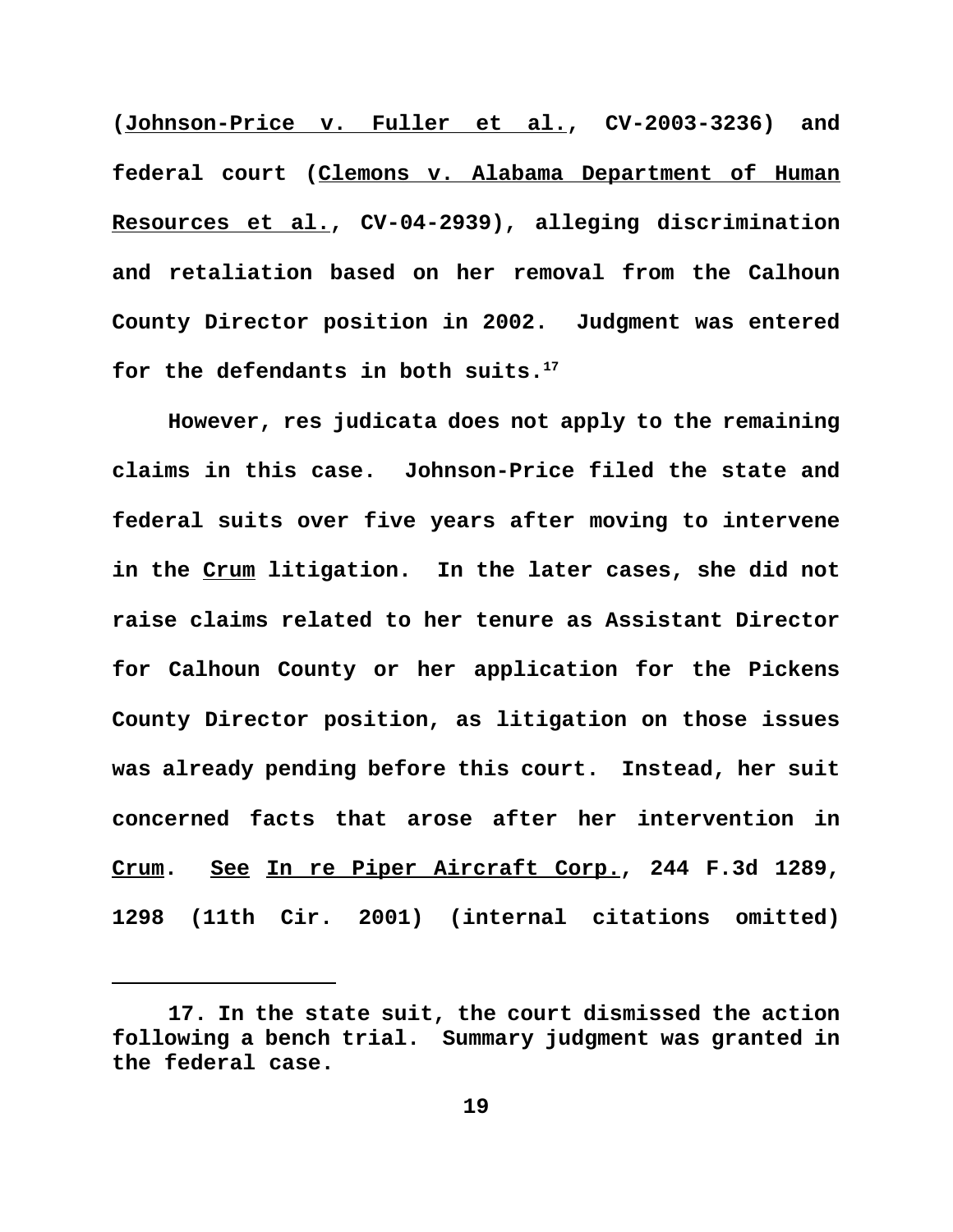(Johnson-Price v. Fuller et al., CV-2003-3236) and federal court (Clemons v. Alabama Department of Human Resources et al., CV-04-2939), alleging discrimination and retaliation based on her removal from the Calhoun County Director position in 2002. Judgment was entered for the defendants in both suits.[17]

However, res judicata does not apply to the remaining claims in this case. Johnson-Price filed the state and federal suits over five years after moving to intervene in the Crum litigation. In the later cases, she did not raise claims related to her tenure as Assistant Director for Calhoun County or her application for the Pickens County Director position, as litigation on those issues was already pending before this court. Instead, her suit concerned facts that arose after her intervention in Crum. See In re Piper Aircraft Corp., 244 F.3d 1289, 1298 (11th Cir. 2001) (internal citations omitted)

---

17. In the state suit, the court dismissed the action following a bench trial. Summary judgment was granted in the federal case.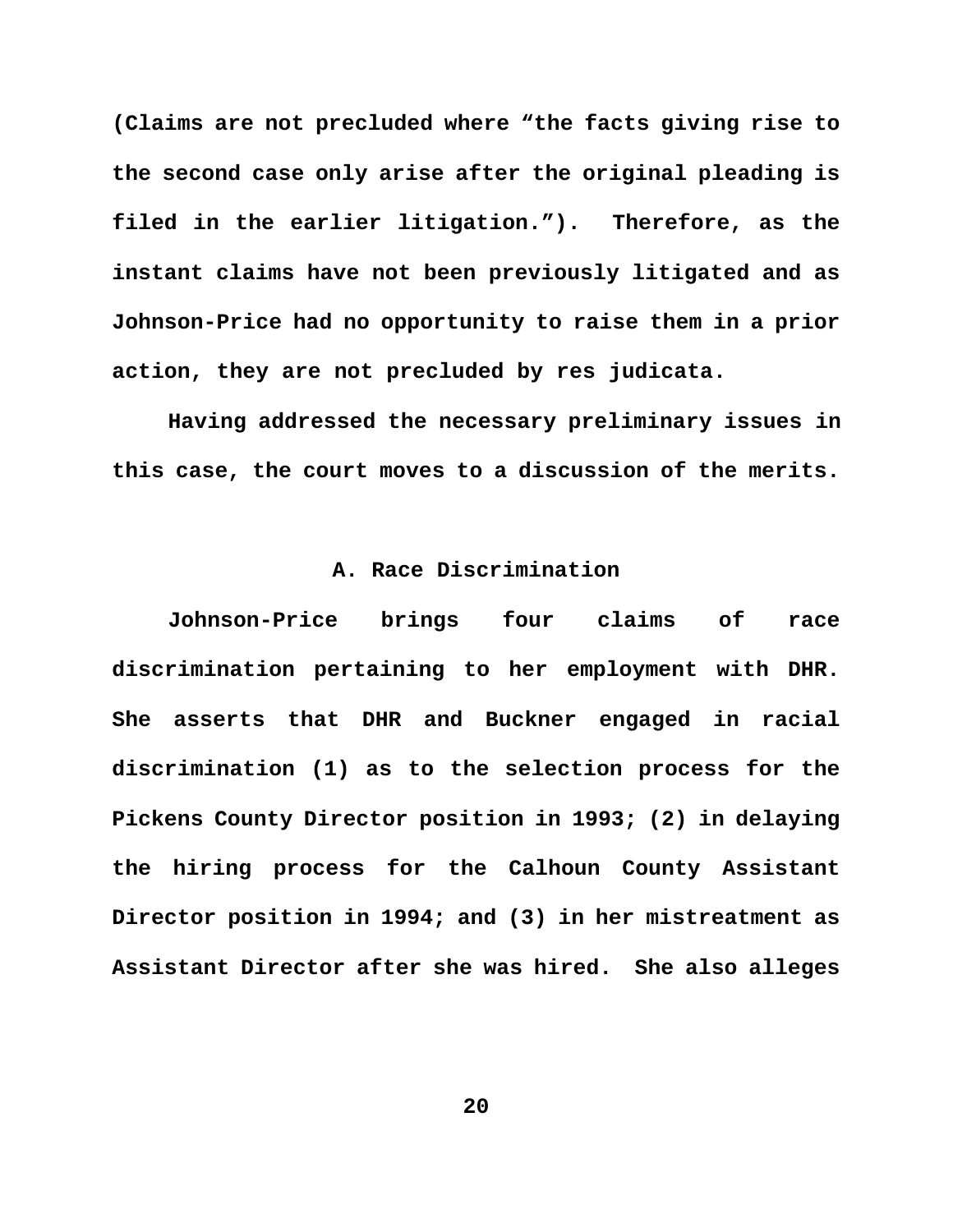(Claims are not precluded where "the facts giving rise to the second case only arise after the original pleading is filed in the earlier litigation."). Therefore, as the instant claims have not been previously litigated and as Johnson-Price had no opportunity to raise them in a prior action, they are not precluded by res judicata.

Having addressed the necessary preliminary issues in this case, the court moves to a discussion of the merits.

### A. Race Discrimination

Johnson-Price brings four claims of race discrimination pertaining to her employment with DHR. She asserts that DHR and Buckner engaged in racial discrimination (1) as to the selection process for the Pickens County Director position in 1993; (2) in delaying the hiring process for the Calhoun County Assistant Director position in 1994; and (3) in her mistreatment as Assistant Director after she was hired. She also alleges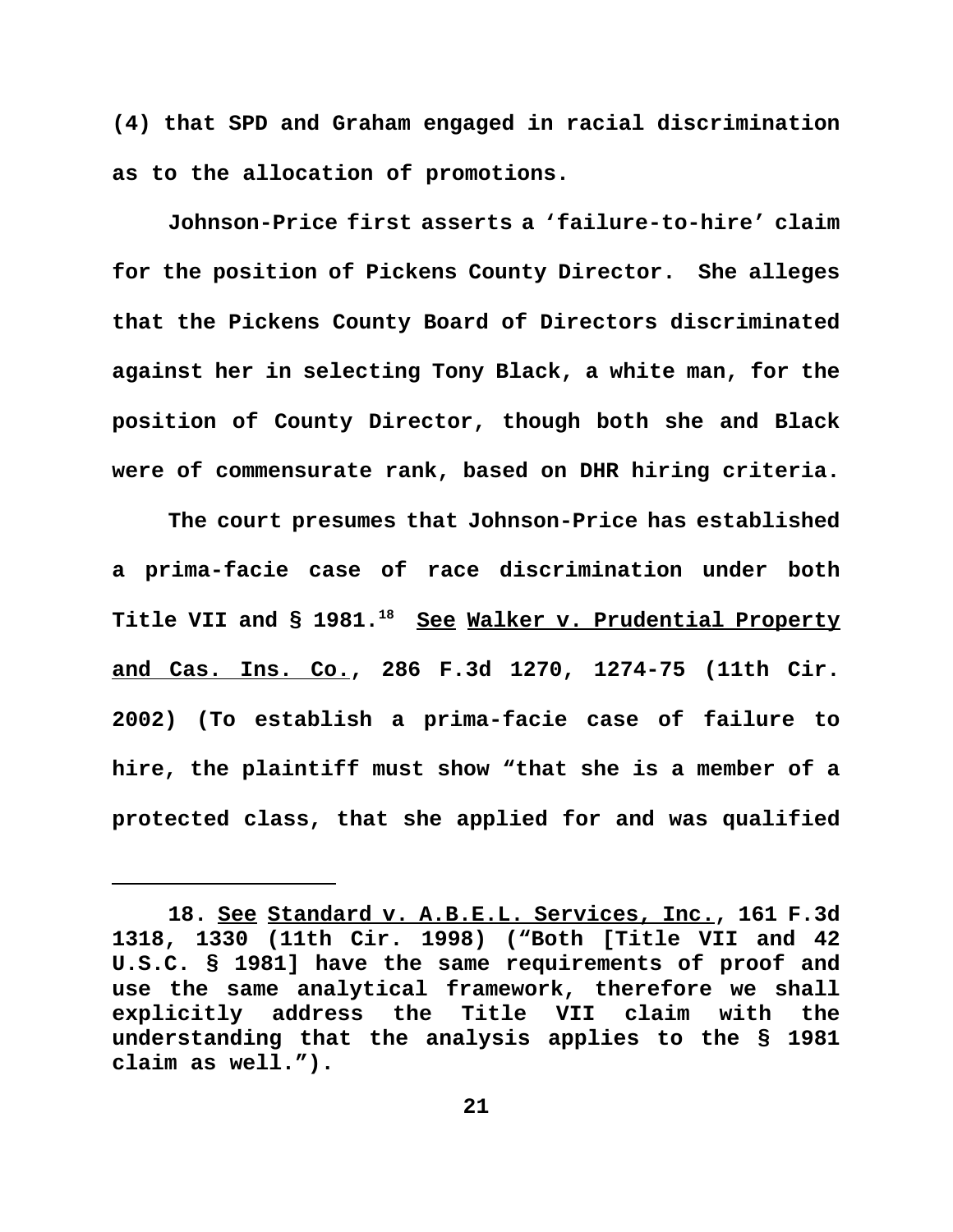(4) that SPD and Graham engaged in racial discrimination as to the allocation of promotions.

Johnson-Price first asserts a 'failure-to-hire' claim for the position of Pickens County Director. She alleges that the Pickens County Board of Directors discriminated against her in selecting Tony Black, a white man, for the position of County Director, though both she and Black were of commensurate rank, based on DHR hiring criteria.

The court presumes that Johnson-Price has established a prima-facie case of race discrimination under both Title VII and § 1981.[18] See Walker v. Prudential Property and Cas. Ins. Co., 286 F.3d 1270, 1274-75 (11th Cir. 2002) (To establish a prima-facie case of failure to hire, the plaintiff must show "that she is a member of a protected class, that she applied for and was qualified

---

18. See Standard v. A.B.E.L. Services, Inc., 161 F.3d 1318, 1330 (11th Cir. 1998) ("Both [Title VII and 42 U.S.C. § 1981] have the same requirements of proof and use the same analytical framework, therefore we shall explicitly address the Title VII claim with the understanding that the analysis applies to the § 1981 claim as well.").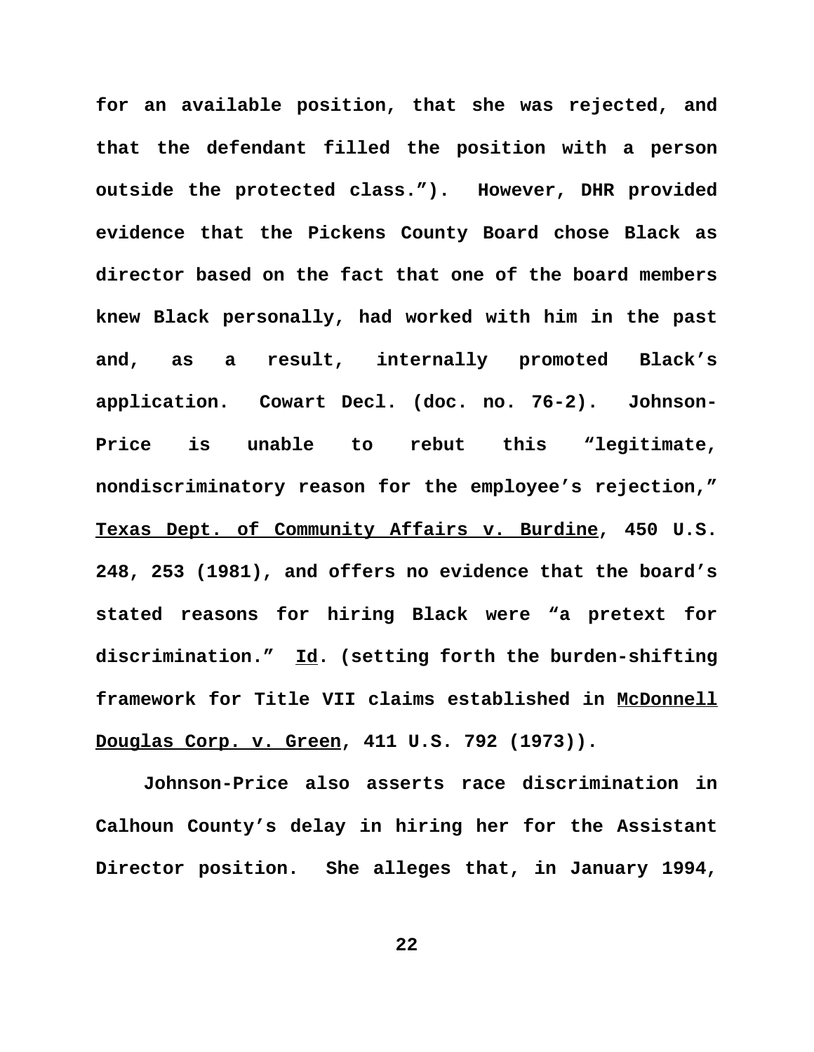for an available position, that she was rejected, and that the defendant filled the position with a person outside the protected class.”). However, DHR provided evidence that the Pickens County Board chose Black as director based on the fact that one of the board members knew Black personally, had worked with him in the past and, as a result, internally promoted Black’s application. Cowart Decl. (doc. no. 76-2). Johnson-Price is unable to rebut this “legitimate, nondiscriminatory reason for the employee’s rejection,” Texas Dept. of Community Affairs v. Burdine, 450 U.S. 248, 253 (1981), and offers no evidence that the board’s stated reasons for hiring Black were “a pretext for discrimination.” Id. (setting forth the burden-shifting framework for Title VII claims established in McDonnell Douglas Corp. v. Green, 411 U.S. 792 (1973)).

Johnson-Price also asserts race discrimination in Calhoun County’s delay in hiring her for the Assistant Director position. She alleges that, in January 1994,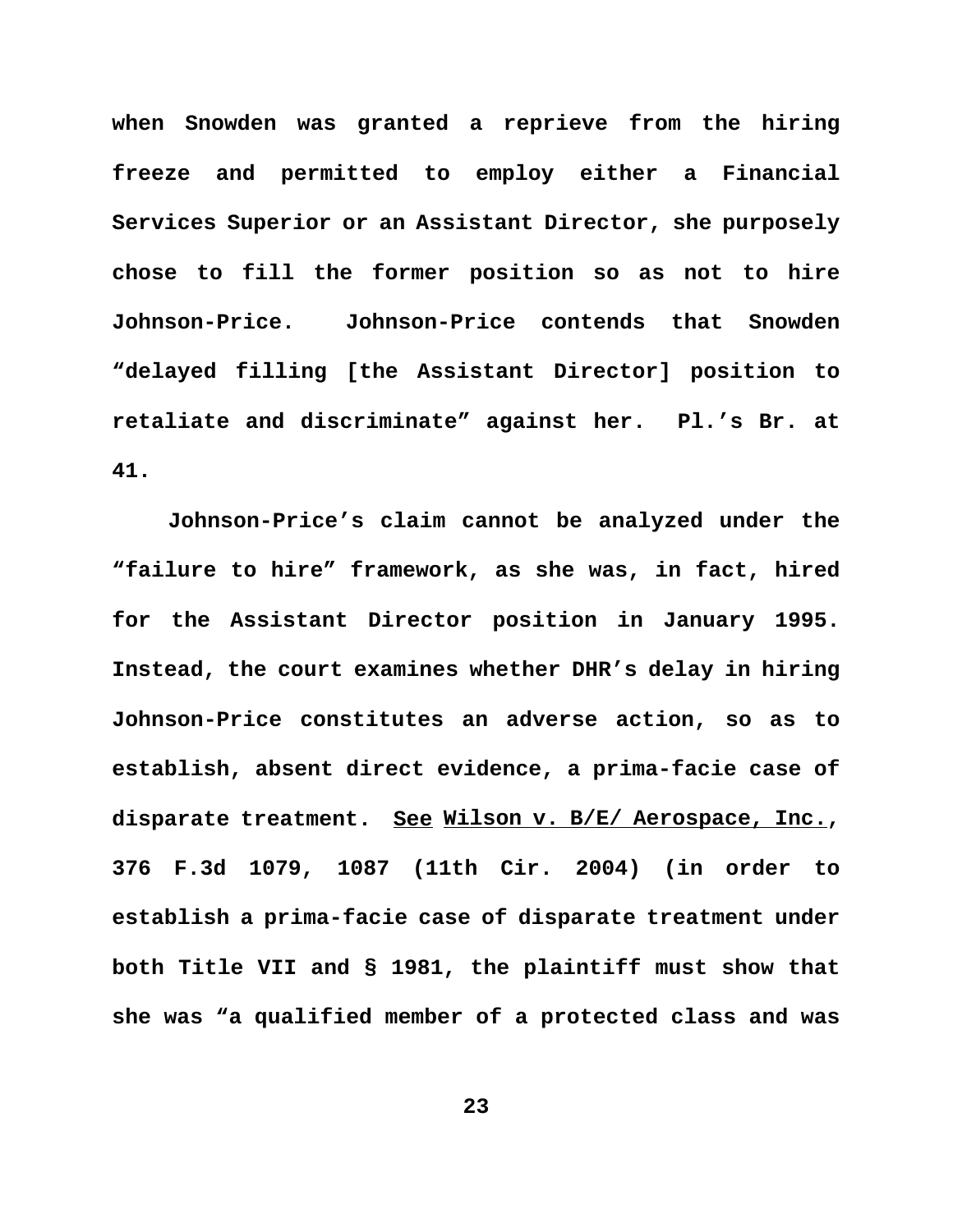when Snowden was granted a reprieve from the hiring freeze and permitted to employ either a Financial Services Superior or an Assistant Director, she purposely chose to fill the former position so as not to hire Johnson-Price. Johnson-Price contends that Snowden "delayed filling [the Assistant Director] position to retaliate and discriminate" against her. Pl.'s Br. at 41.

Johnson-Price's claim cannot be analyzed under the "failure to hire" framework, as she was, in fact, hired for the Assistant Director position in January 1995. Instead, the court examines whether DHR's delay in hiring Johnson-Price constitutes an adverse action, so as to establish, absent direct evidence, a prima-facie case of disparate treatment. See Wilson v. B/E/ Aerospace, Inc., 376 F.3d 1079, 1087 (11th Cir. 2004) (in order to establish a prima-facie case of disparate treatment under both Title VII and § 1981, the plaintiff must show that she was "a qualified member of a protected class and was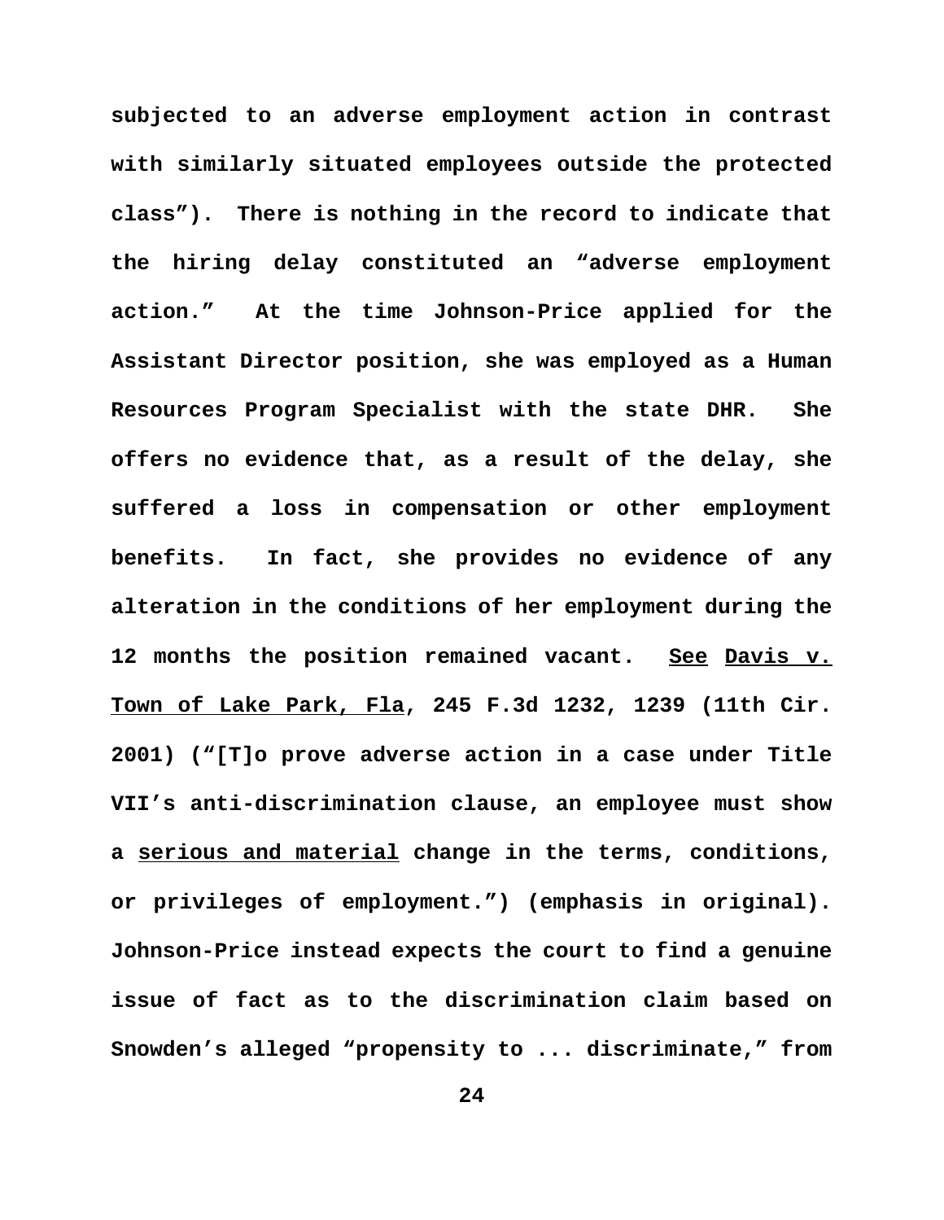subjected to an adverse employment action in contrast with similarly situated employees outside the protected class”). There is nothing in the record to indicate that the hiring delay constituted an “adverse employment action.” At the time Johnson-Price applied for the Assistant Director position, she was employed as a Human Resources Program Specialist with the state DHR. She offers no evidence that, as a result of the delay, she suffered a loss in compensation or other employment benefits. In fact, she provides no evidence of any alteration in the conditions of her employment during the 12 months the position remained vacant. <u>See</u> <u>Davis v. Town of Lake Park, Fla</u>, 245 F.3d 1232, 1239 (11th Cir. 2001) (“[T]o prove adverse action in a case under Title VII’s anti-discrimination clause, an employee must show a <u>serious and material</u> change in the terms, conditions, or privileges of employment.”) (emphasis in original). Johnson-Price instead expects the court to find a genuine issue of fact as to the discrimination claim based on Snowden’s alleged “propensity to ... discriminate,” from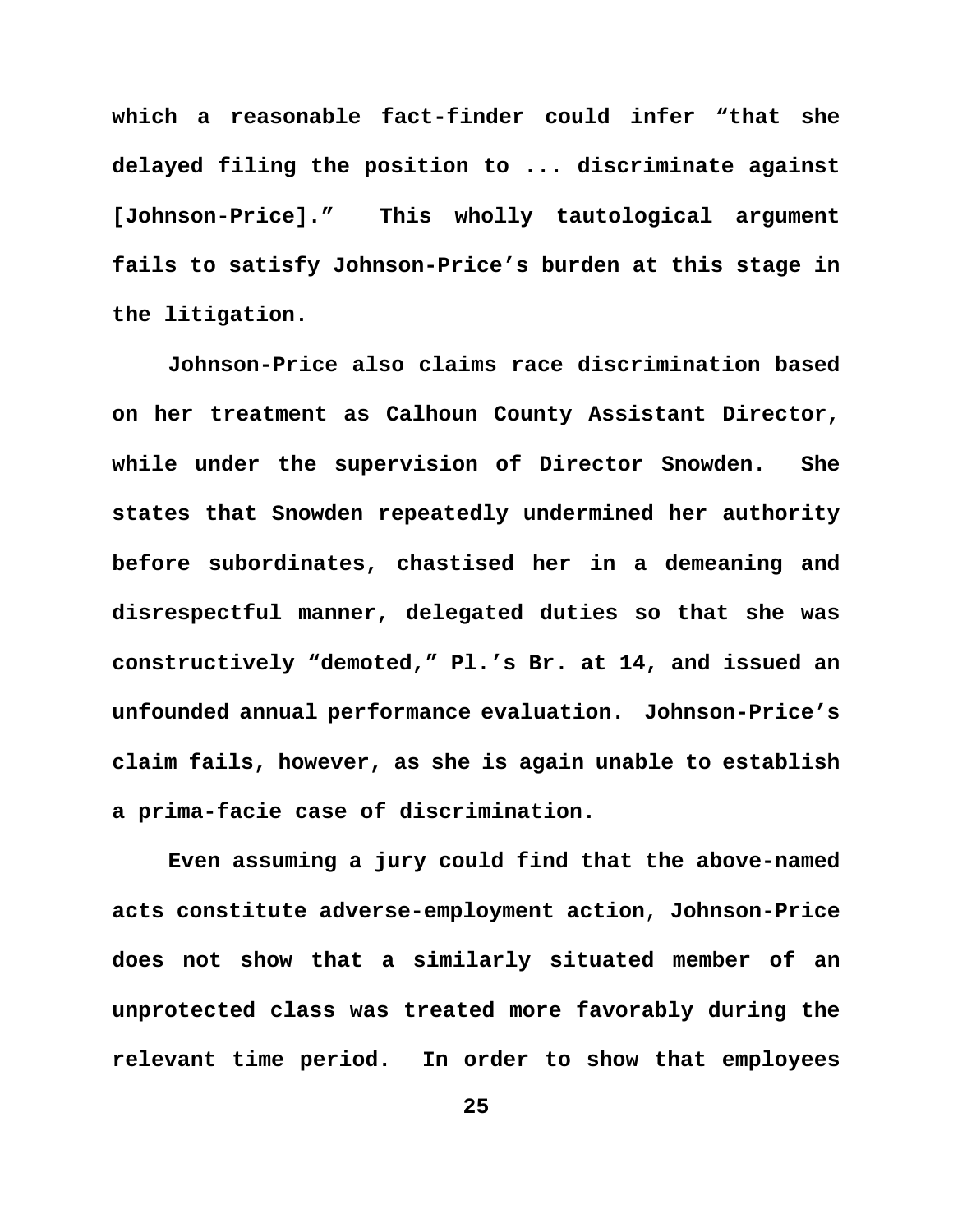which a reasonable fact-finder could infer "that she delayed filing the position to ... discriminate against [Johnson-Price]." This wholly tautological argument fails to satisfy Johnson-Price's burden at this stage in the litigation.

Johnson-Price also claims race discrimination based on her treatment as Calhoun County Assistant Director, while under the supervision of Director Snowden. She states that Snowden repeatedly undermined her authority before subordinates, chastised her in a demeaning and disrespectful manner, delegated duties so that she was constructively "demoted," Pl.'s Br. at 14, and issued an unfounded annual performance evaluation. Johnson-Price's claim fails, however, as she is again unable to establish a prima-facie case of discrimination.

Even assuming a jury could find that the above-named acts constitute adverse-employment action, Johnson-Price does not show that a similarly situated member of an unprotected class was treated more favorably during the relevant time period. In order to show that employees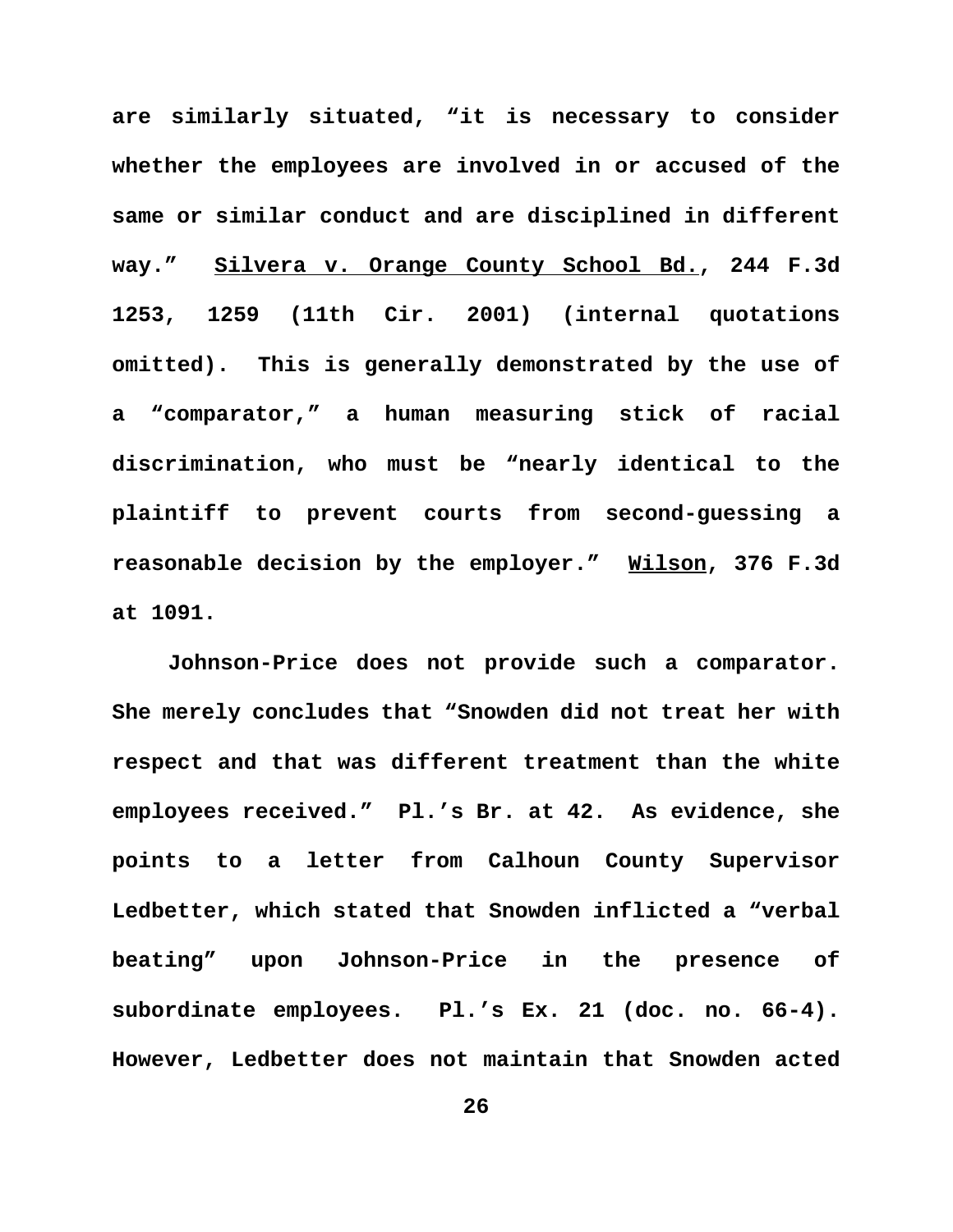are similarly situated, "it is necessary to consider whether the employees are involved in or accused of the same or similar conduct and are disciplined in different way." Silvera v. Orange County School Bd., 244 F.3d 1253, 1259 (11th Cir. 2001) (internal quotations omitted). This is generally demonstrated by the use of a "comparator," a human measuring stick of racial discrimination, who must be "nearly identical to the plaintiff to prevent courts from second-guessing a reasonable decision by the employer." Wilson, 376 F.3d at 1091.

Johnson-Price does not provide such a comparator. She merely concludes that "Snowden did not treat her with respect and that was different treatment than the white employees received." Pl.'s Br. at 42. As evidence, she points to a letter from Calhoun County Supervisor Ledbetter, which stated that Snowden inflicted a "verbal beating" upon Johnson-Price in the presence of subordinate employees. Pl.'s Ex. 21 (doc. no. 66-4). However, Ledbetter does not maintain that Snowden acted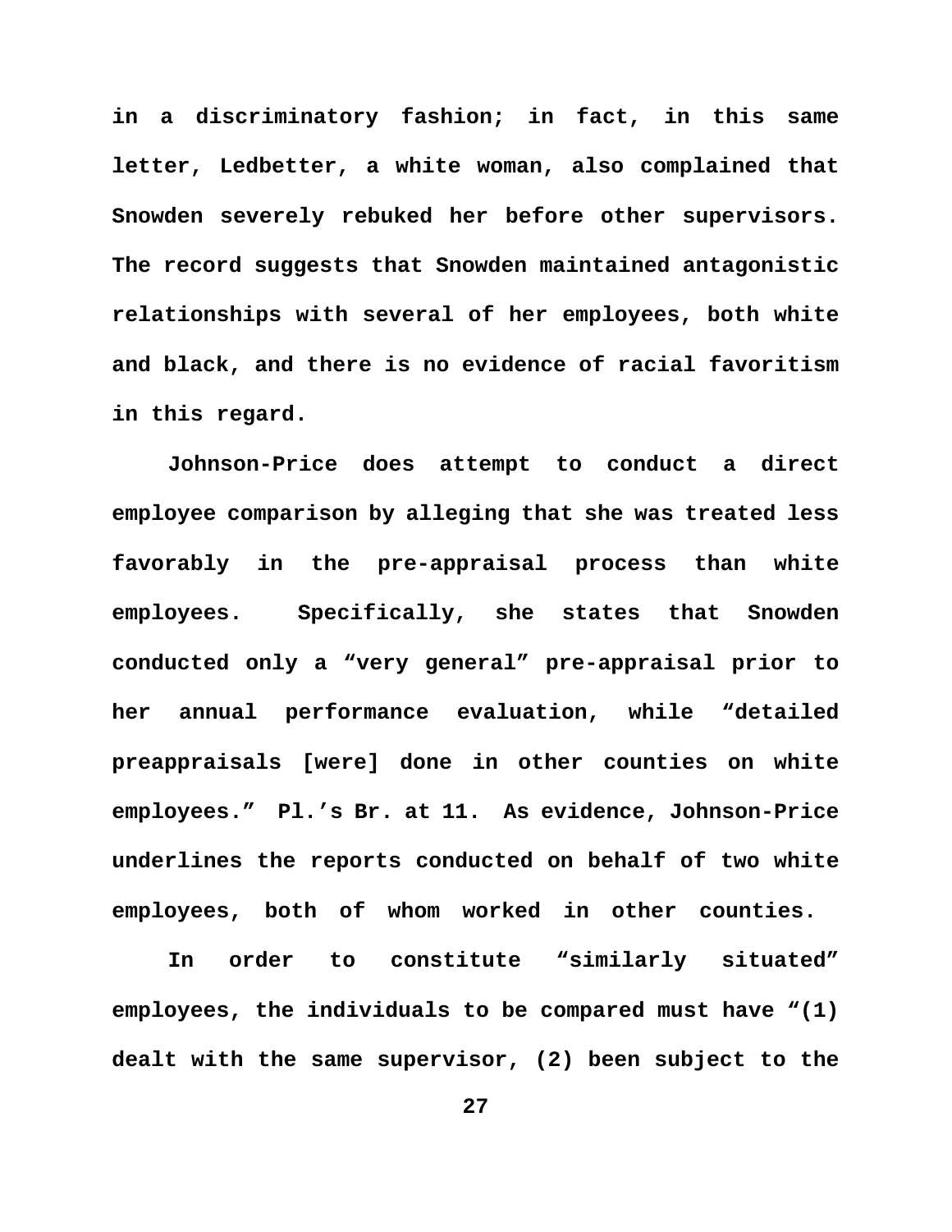in a discriminatory fashion; in fact, in this same letter, Ledbetter, a white woman, also complained that Snowden severely rebuked her before other supervisors. The record suggests that Snowden maintained antagonistic relationships with several of her employees, both white and black, and there is no evidence of racial favoritism in this regard.

Johnson-Price does attempt to conduct a direct employee comparison by alleging that she was treated less favorably in the pre-appraisal process than white employees. Specifically, she states that Snowden conducted only a "very general" pre-appraisal prior to her annual performance evaluation, while "detailed preappraisals [were] done in other counties on white employees." Pl.'s Br. at 11. As evidence, Johnson-Price underlines the reports conducted on behalf of two white employees, both of whom worked in other counties.

In order to constitute "similarly situated" employees, the individuals to be compared must have "(1) dealt with the same supervisor, (2) been subject to the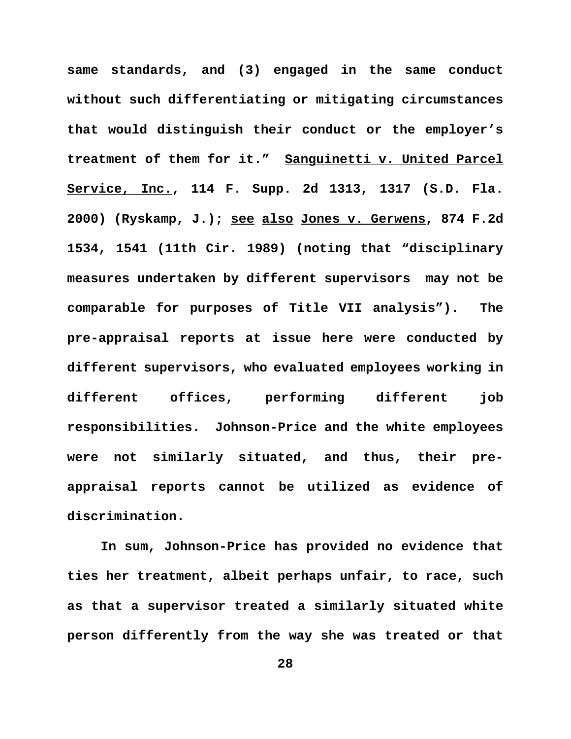same standards, and (3) engaged in the same conduct without such differentiating or mitigating circumstances that would distinguish their conduct or the employer's treatment of them for it." Sanguinetti v. United Parcel Service, Inc., 114 F. Supp. 2d 1313, 1317 (S.D. Fla. 2000) (Ryskamp, J.); see also Jones v. Gerwens, 874 F.2d 1534, 1541 (11th Cir. 1989) (noting that "disciplinary measures undertaken by different supervisors may not be comparable for purposes of Title VII analysis"). The pre-appraisal reports at issue here were conducted by different supervisors, who evaluated employees working in different offices, performing different job responsibilities. Johnson-Price and the white employees were not similarly situated, and thus, their pre-appraisal reports cannot be utilized as evidence of discrimination.

In sum, Johnson-Price has provided no evidence that ties her treatment, albeit perhaps unfair, to race, such as that a supervisor treated a similarly situated white person differently from the way she was treated or that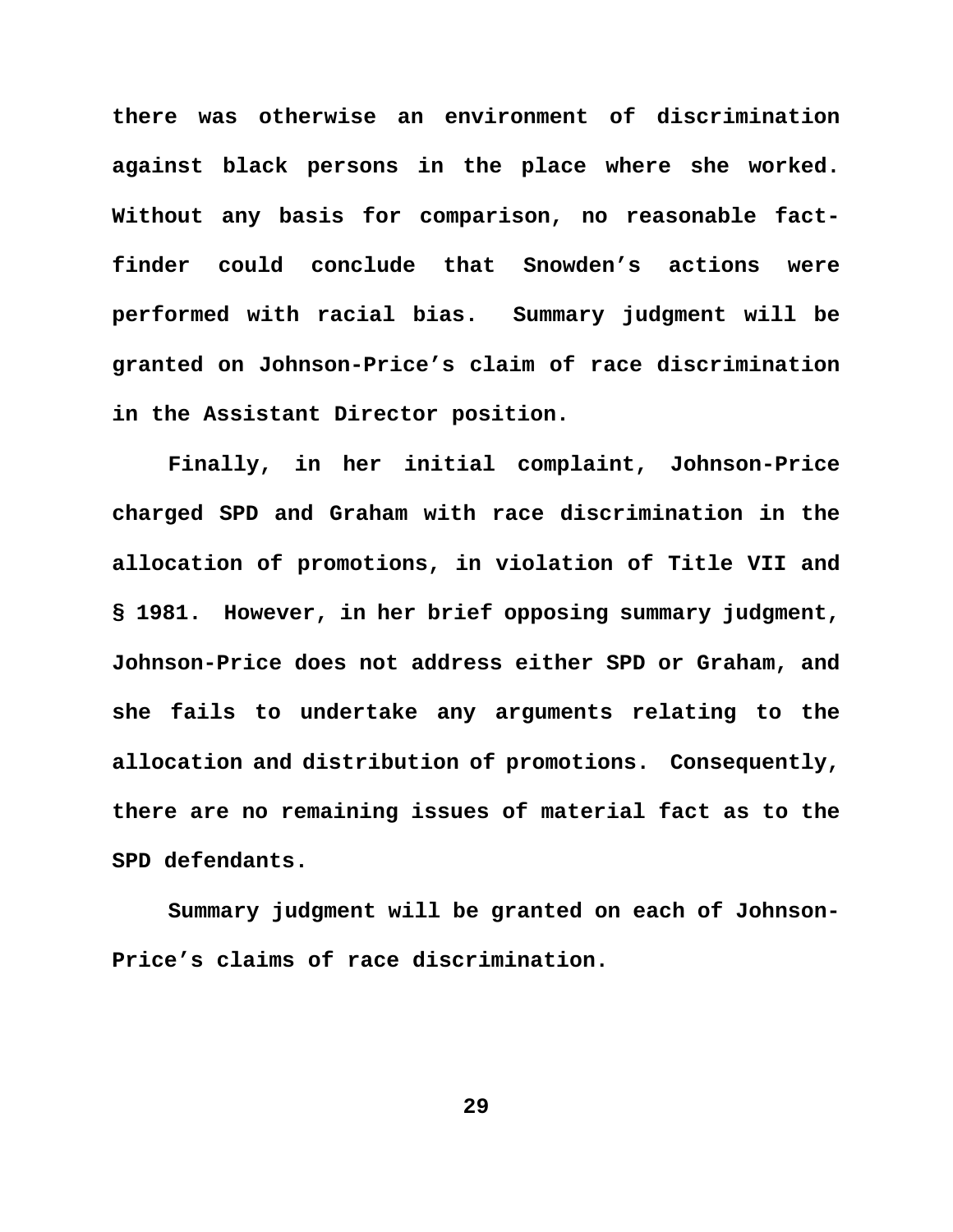there was otherwise an environment of discrimination against black persons in the place where she worked. Without any basis for comparison, no reasonable fact-finder could conclude that Snowden's actions were performed with racial bias. Summary judgment will be granted on Johnson-Price's claim of race discrimination in the Assistant Director position.

Finally, in her initial complaint, Johnson-Price charged SPD and Graham with race discrimination in the allocation of promotions, in violation of Title VII and § 1981. However, in her brief opposing summary judgment, Johnson-Price does not address either SPD or Graham, and she fails to undertake any arguments relating to the allocation and distribution of promotions. Consequently, there are no remaining issues of material fact as to the SPD defendants.

Summary judgment will be granted on each of Johnson-Price's claims of race discrimination.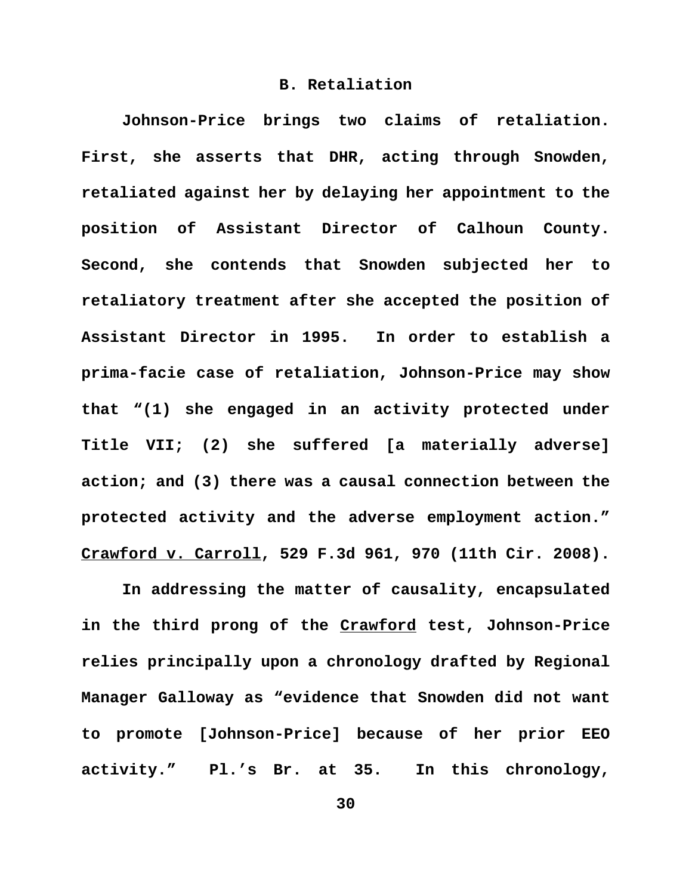### B. Retaliation

Johnson-Price brings two claims of retaliation. First, she asserts that DHR, acting through Snowden, retaliated against her by delaying her appointment to the position of Assistant Director of Calhoun County. Second, she contends that Snowden subjected her to retaliatory treatment after she accepted the position of Assistant Director in 1995. In order to establish a prima-facie case of retaliation, Johnson-Price may show that "(1) she engaged in an activity protected under Title VII; (2) she suffered [a materially adverse] action; and (3) there was a causal connection between the protected activity and the adverse employment action." Crawford v. Carroll, 529 F.3d 961, 970 (11th Cir. 2008).

In addressing the matter of causality, encapsulated in the third prong of the Crawford test, Johnson-Price relies principally upon a chronology drafted by Regional Manager Galloway as "evidence that Snowden did not want to promote [Johnson-Price] because of her prior EEO activity." Pl.'s Br. at 35. In this chronology,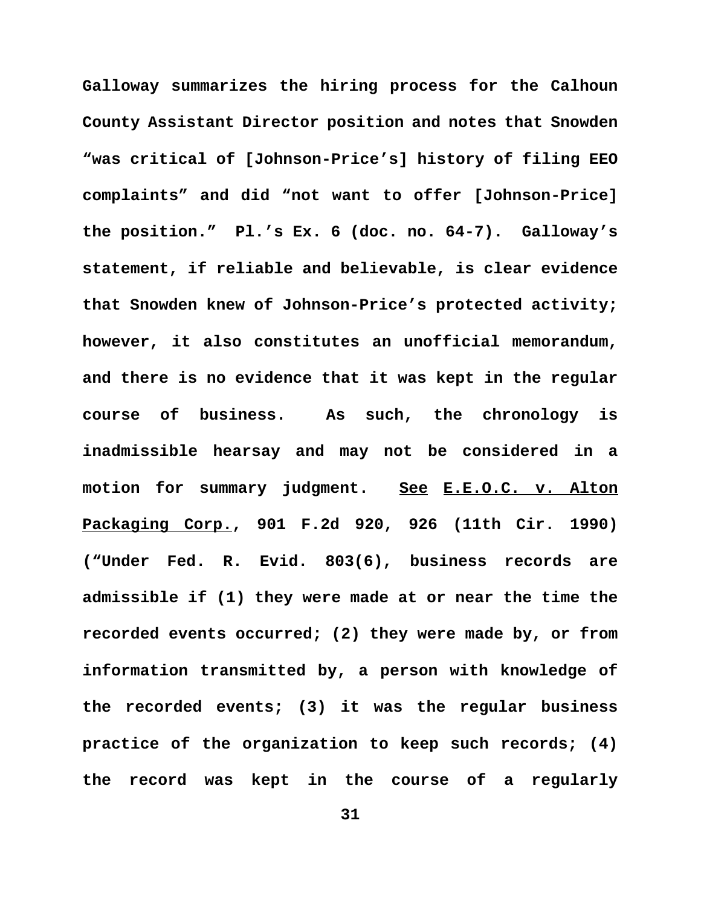Galloway summarizes the hiring process for the Calhoun County Assistant Director position and notes that Snowden "was critical of [Johnson-Price's] history of filing EEO complaints" and did "not want to offer [Johnson-Price] the position." Pl.'s Ex. 6 (doc. no. 64-7). Galloway's statement, if reliable and believable, is clear evidence that Snowden knew of Johnson-Price's protected activity; however, it also constitutes an unofficial memorandum, and there is no evidence that it was kept in the regular course of business. As such, the chronology is inadmissible hearsay and may not be considered in a motion for summary judgment. See E.E.O.C. v. Alton Packaging Corp., 901 F.2d 920, 926 (11th Cir. 1990) ("Under Fed. R. Evid. 803(6), business records are admissible if (1) they were made at or near the time the recorded events occurred; (2) they were made by, or from information transmitted by, a person with knowledge of the recorded events; (3) it was the regular business practice of the organization to keep such records; (4) the record was kept in the course of a regularly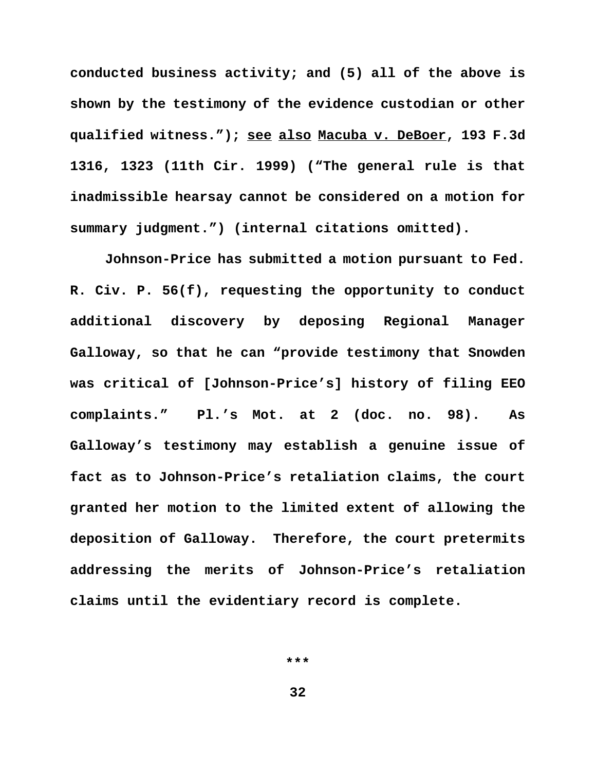conducted business activity; and (5) all of the above is shown by the testimony of the evidence custodian or other qualified witness."); see also Macuba v. DeBoer, 193 F.3d 1316, 1323 (11th Cir. 1999) ("The general rule is that inadmissible hearsay cannot be considered on a motion for summary judgment.") (internal citations omitted).

Johnson-Price has submitted a motion pursuant to Fed. R. Civ. P. 56(f), requesting the opportunity to conduct additional discovery by deposing Regional Manager Galloway, so that he can "provide testimony that Snowden was critical of [Johnson-Price's] history of filing EEO complaints." Pl.'s Mot. at 2 (doc. no. 98). As Galloway's testimony may establish a genuine issue of fact as to Johnson-Price's retaliation claims, the court granted her motion to the limited extent of allowing the deposition of Galloway. Therefore, the court pretermits addressing the merits of Johnson-Price's retaliation claims until the evidentiary record is complete.

***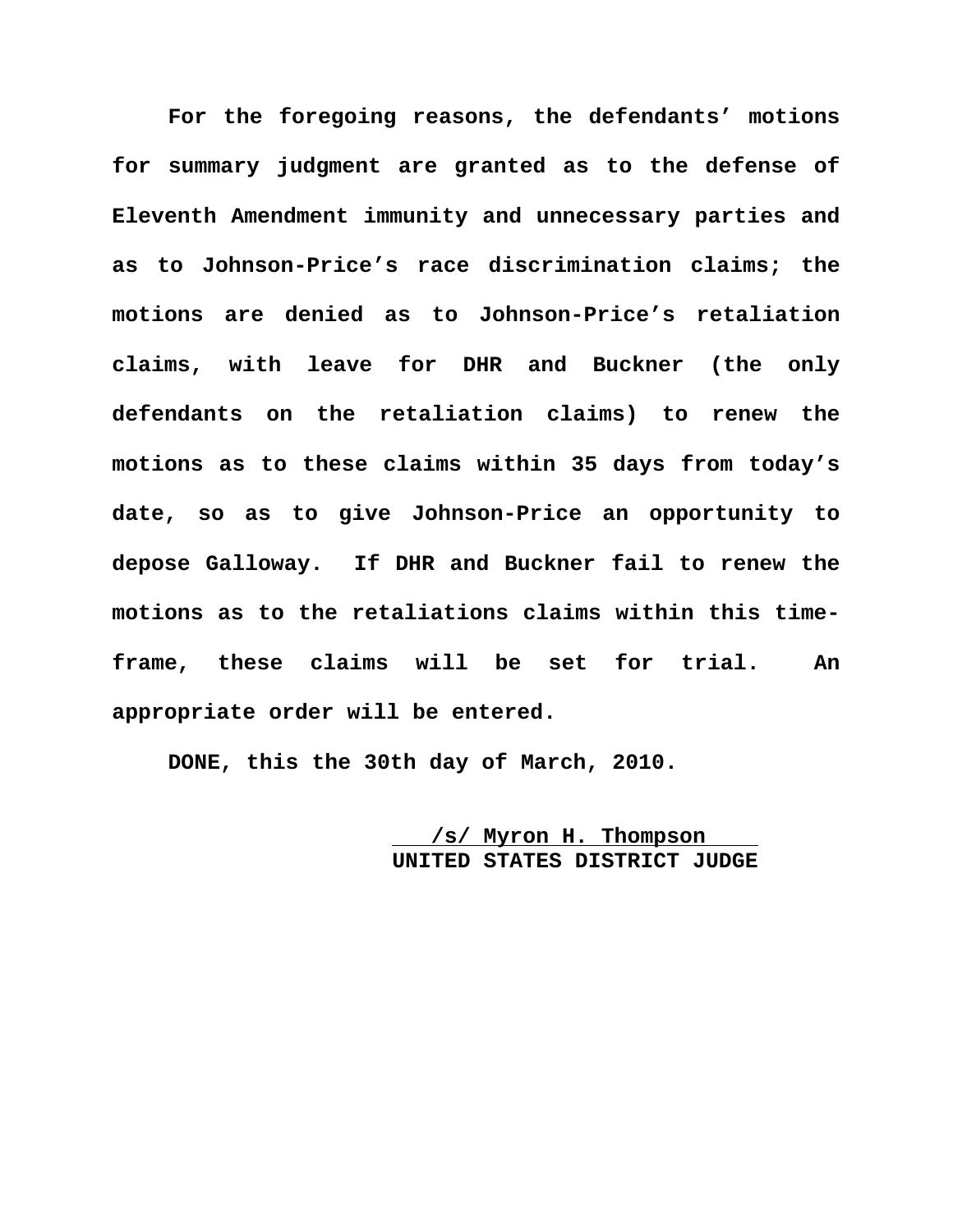For the foregoing reasons, the defendants' motions for summary judgment are granted as to the defense of Eleventh Amendment immunity and unnecessary parties and as to Johnson-Price's race discrimination claims; the motions are denied as to Johnson-Price's retaliation claims, with leave for DHR and Buckner (the only defendants on the retaliation claims) to renew the motions as to these claims within 35 days from today's date, so as to give Johnson-Price an opportunity to depose Galloway. If DHR and Buckner fail to renew the motions as to the retaliations claims within this time-frame, these claims will be set for trial. An appropriate order will be entered.

DONE, this the 30th day of March, 2010.

/s/ Myron H. Thompson
UNITED STATES DISTRICT JUDGE